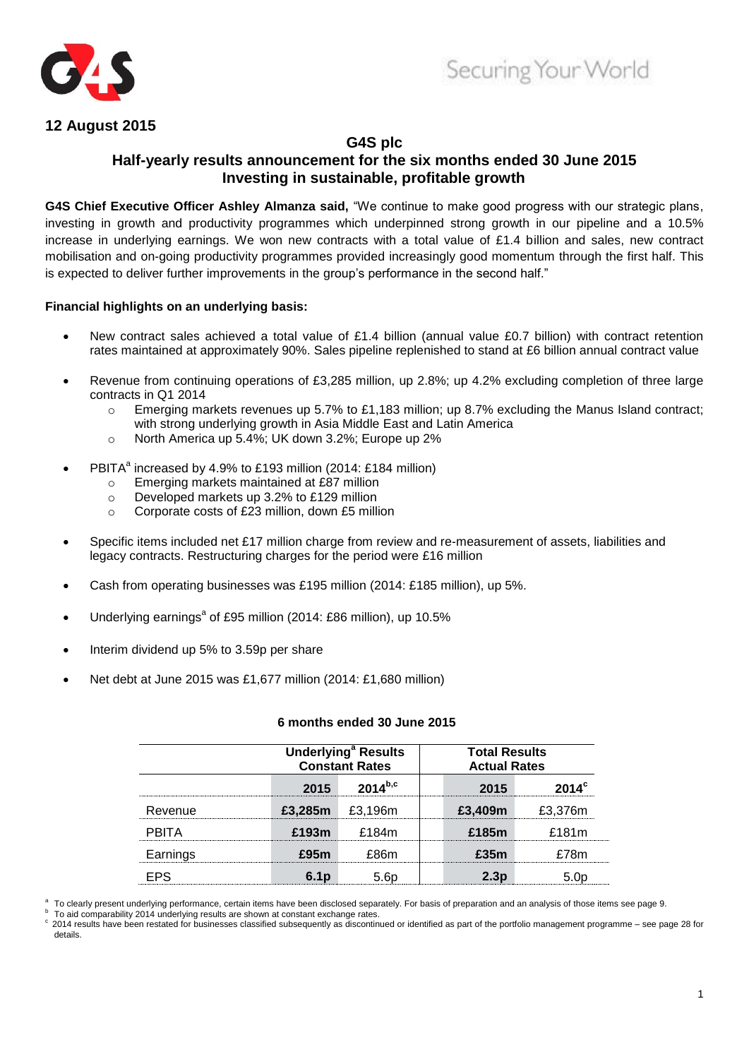**12 August 2015**

## G4S plc

## Half-yearly results announcement for the six months ended 30 June 2015

## Investing in sustainable, profitable growth

**G4S Chief Executive Officer Ashley Almanza said,** "We continue to make good progress with our strategic plans, investing in growth and productivity programmes which underpinned strong growth in our pipeline and a 10.5% increase in underlying earnings. We won new contracts with a total value of £1.4 billion and sales, new contract mobilisation and on-going productivity programmes provided increasingly good momentum through the first half. This is expected to deliver further improvements in the group's performance in the second half."

**Financial highlights on an underlying basis:**

- New contract sales achieved a total value of £1.4 billion (annual value £0.7 billion) with contract retention rates maintained at approximately 90%. Sales pipeline replenished to stand at £6 billion annual contract value
- Revenue from continuing operations of £3,285 million, up 2.8%; up 4.2% excluding completion of three large contracts in Q1 2014
  - Emerging markets revenues up 5.7% to £1,183 million; up 8.7% excluding the Manus Island contract; with strong underlying growth in Asia Middle East and Latin America
  - North America up 5.4%; UK down 3.2%; Europe up 2%
- PBITA[a] increased by 4.9% to £193 million (2014: £184 million)
  - Emerging markets maintained at £87 million
  - Developed markets up 3.2% to £129 million
  - Corporate costs of £23 million, down £5 million
- Specific items included net £17 million charge from review and re-measurement of assets, liabilities and legacy contracts. Restructuring charges for the period were £16 million
- Cash from operating businesses was £195 million (2014: £185 million), up 5%.
- Underlying earnings[a] of £95 million (2014: £86 million), up 10.5%
- Interim dividend up 5% to 3.59p per share
- Net debt at June 2015 was £1,677 million (2014: £1,680 million)

**6 months ended 30 June 2015**

| | Underlying[a] Results Constant Rates | | Total Results Actual Rates | |
|---|---|---|---|---|
| | **2015** | **2014[b,c]** | **2015** | **2014[c]** |
| Revenue | **£3,285m** | £3,196m | **£3,409m** | £3,376m |
| PBITA | **£193m** | £184m | **£185m** | £181m |
| Earnings | **£95m** | £86m | **£35m** | £78m |
| EPS | **6.1p** | 5.6p | **2.3p** | 5.0p |

[a] To clearly present underlying performance, certain items have been disclosed separately. For basis of preparation and an analysis of those items see page 9.

[b] To aid comparability 2014 underlying results are shown at constant exchange rates.

[c] 2014 results have been restated for businesses classified subsequently as discontinued or identified as part of the portfolio management programme – see page 28 for details.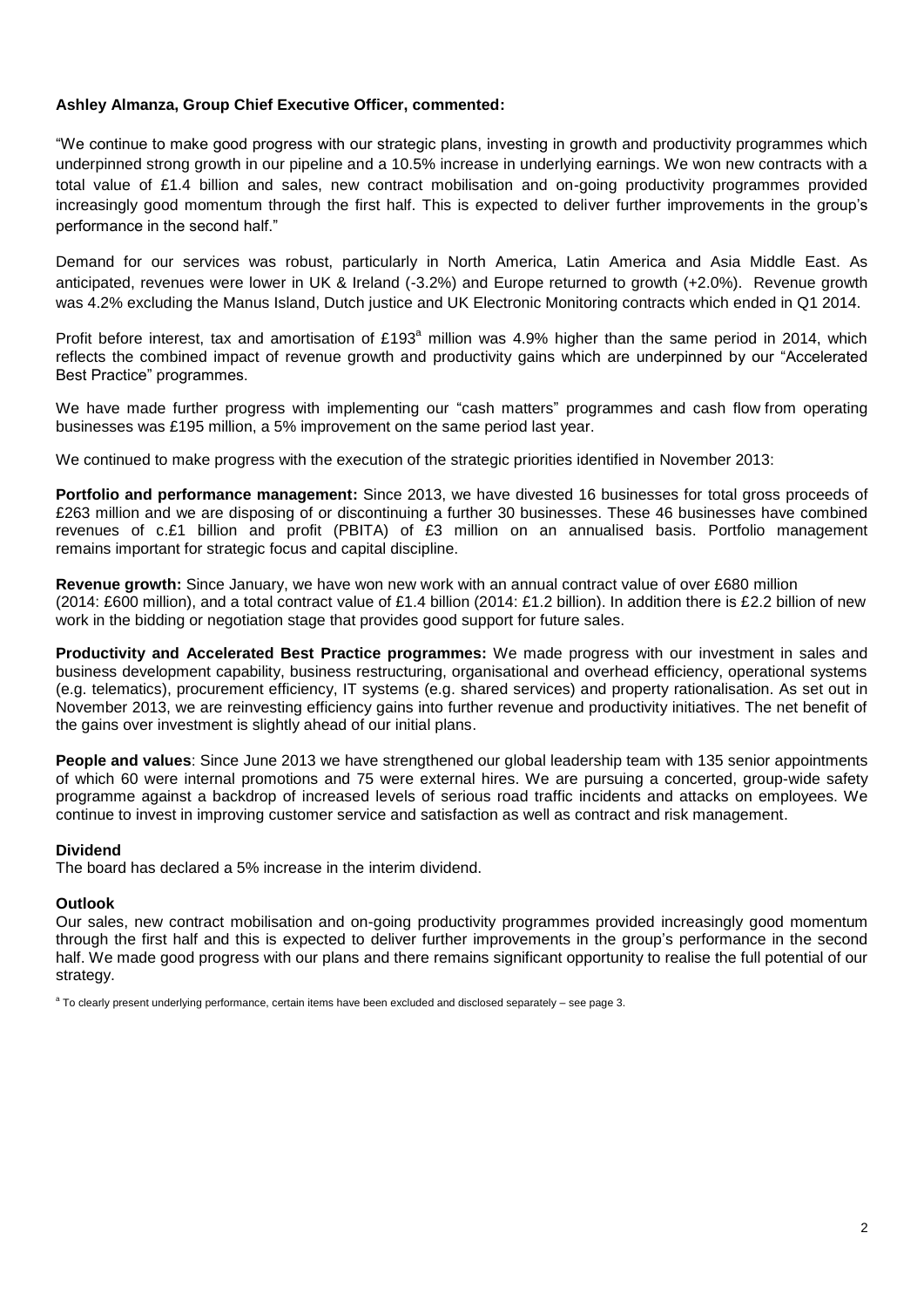**Ashley Almanza, Group Chief Executive Officer, commented:**

"We continue to make good progress with our strategic plans, investing in growth and productivity programmes which underpinned strong growth in our pipeline and a 10.5% increase in underlying earnings. We won new contracts with a total value of £1.4 billion and sales, new contract mobilisation and on-going productivity programmes provided increasingly good momentum through the first half. This is expected to deliver further improvements in the group's performance in the second half."

Demand for our services was robust, particularly in North America, Latin America and Asia Middle East. As anticipated, revenues were lower in UK & Ireland (-3.2%) and Europe returned to growth (+2.0%). Revenue growth was 4.2% excluding the Manus Island, Dutch justice and UK Electronic Monitoring contracts which ended in Q1 2014.

Profit before interest, tax and amortisation of £193[a] million was 4.9% higher than the same period in 2014, which reflects the combined impact of revenue growth and productivity gains which are underpinned by our "Accelerated Best Practice" programmes.

We have made further progress with implementing our "cash matters" programmes and cash flow from operating businesses was £195 million, a 5% improvement on the same period last year.

We continued to make progress with the execution of the strategic priorities identified in November 2013:

**Portfolio and performance management:** Since 2013, we have divested 16 businesses for total gross proceeds of £263 million and we are disposing of or discontinuing a further 30 businesses. These 46 businesses have combined revenues of c.£1 billion and profit (PBITA) of £3 million on an annualised basis. Portfolio management remains important for strategic focus and capital discipline.

**Revenue growth:** Since January, we have won new work with an annual contract value of over £680 million (2014: £600 million), and a total contract value of £1.4 billion (2014: £1.2 billion). In addition there is £2.2 billion of new work in the bidding or negotiation stage that provides good support for future sales.

**Productivity and Accelerated Best Practice programmes:** We made progress with our investment in sales and business development capability, business restructuring, organisational and overhead efficiency, operational systems (e.g. telematics), procurement efficiency, IT systems (e.g. shared services) and property rationalisation. As set out in November 2013, we are reinvesting efficiency gains into further revenue and productivity initiatives. The net benefit of the gains over investment is slightly ahead of our initial plans.

**People and values**: Since June 2013 we have strengthened our global leadership team with 135 senior appointments of which 60 were internal promotions and 75 were external hires. We are pursuing a concerted, group-wide safety programme against a backdrop of increased levels of serious road traffic incidents and attacks on employees. We continue to invest in improving customer service and satisfaction as well as contract and risk management.

**Dividend**

The board has declared a 5% increase in the interim dividend.

**Outlook**

Our sales, new contract mobilisation and on-going productivity programmes provided increasingly good momentum through the first half and this is expected to deliver further improvements in the group's performance in the second half. We made good progress with our plans and there remains significant opportunity to realise the full potential of our strategy.

[a] To clearly present underlying performance, certain items have been excluded and disclosed separately – see page 3.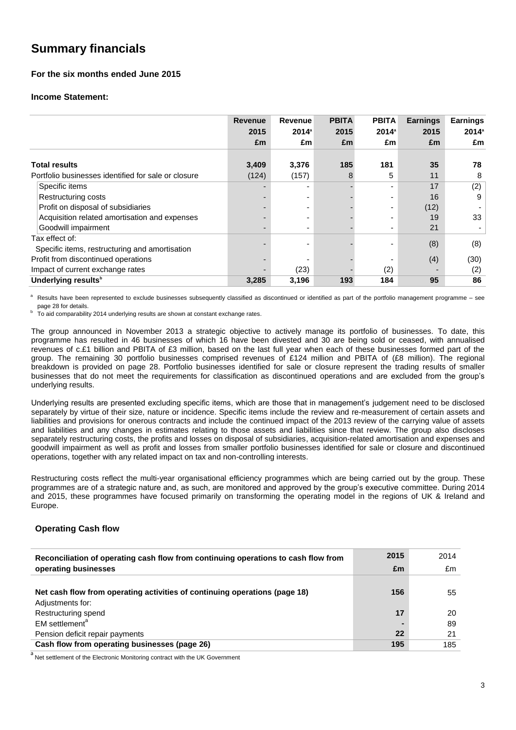# Summary financials

### For the six months ended June 2015

### Income Statement:

| | Revenue 2015 £m | Revenue 2014[a] £m | PBITA 2015 £m | PBITA 2014[a] £m | Earnings 2015 £m | Earnings 2014[a] £m |
|---|---|---|---|---|---|---|
| **Total results** | **3,409** | **3,376** | **185** | **181** | **35** | **78** |
| Portfolio businesses identified for sale or closure | (124) | (157) | 8 | 5 | 11 | 8 |
| Specific items | - | - | - | - | 17 | (2) |
| Restructuring costs | - | - | - | - | 16 | 9 |
| Profit on disposal of subsidiaries | - | - | - | - | (12) | - |
| Acquisition related amortisation and expenses | - | - | - | - | 19 | 33 |
| Goodwill impairment | - | - | - | - | 21 | - |
| Tax effect of: Specific items, restructuring and amortisation | - | - | - | - | (8) | (8) |
| Profit from discontinued operations | - | - | - | - | (4) | (30) |
| Impact of current exchange rates | - | (23) | - | (2) | - | (2) |
| **Underlying results**[b] | **3,285** | **3,196** | **193** | **184** | **95** | **86** |

[a] Results have been represented to exclude businesses subsequently classified as discontinued or identified as part of the portfolio management programme – see page 28 for details.
[b] To aid comparability 2014 underlying results are shown at constant exchange rates.

The group announced in November 2013 a strategic objective to actively manage its portfolio of businesses. To date, this programme has resulted in 46 businesses of which 16 have been divested and 30 are being sold or ceased, with annualised revenues of c.£1 billion and PBITA of £3 million, based on the last full year when each of these businesses formed part of the group. The remaining 30 portfolio businesses comprised revenues of £124 million and PBITA of (£8 million). The regional breakdown is provided on page 28. Portfolio businesses identified for sale or closure represent the trading results of smaller businesses that do not meet the requirements for classification as discontinued operations and are excluded from the group's underlying results.

Underlying results are presented excluding specific items, which are those that in management's judgement need to be disclosed separately by virtue of their size, nature or incidence. Specific items include the review and re-measurement of certain assets and liabilities and provisions for onerous contracts and include the continued impact of the 2013 review of the carrying value of assets and liabilities and any changes in estimates relating to those assets and liabilities since that review. The group also discloses separately restructuring costs, the profits and losses on disposal of subsidiaries, acquisition-related amortisation and expenses and goodwill impairment as well as profit and losses from smaller portfolio businesses identified for sale or closure and discontinued operations, together with any related impact on tax and non-controlling interests.

Restructuring costs reflect the multi-year organisational efficiency programmes which are being carried out by the group. These programmes are of a strategic nature and, as such, are monitored and approved by the group's executive committee. During 2014 and 2015, these programmes have focused primarily on transforming the operating model in the regions of UK & Ireland and Europe.

### Operating Cash flow

| Reconciliation of operating cash flow from continuing operations to cash flow from operating businesses | 2015 £m | 2014 £m |
|---|---|---|
| **Net cash flow from operating activities of continuing operations (page 18)** | **156** | 55 |
| Adjustments for: | | |
| Restructuring spend | **17** | 20 |
| EM settlement[a] | **-** | 89 |
| Pension deficit repair payments | **22** | 21 |
| **Cash flow from operating businesses (page 26)** | **195** | 185 |

[a] Net settlement of the Electronic Monitoring contract with the UK Government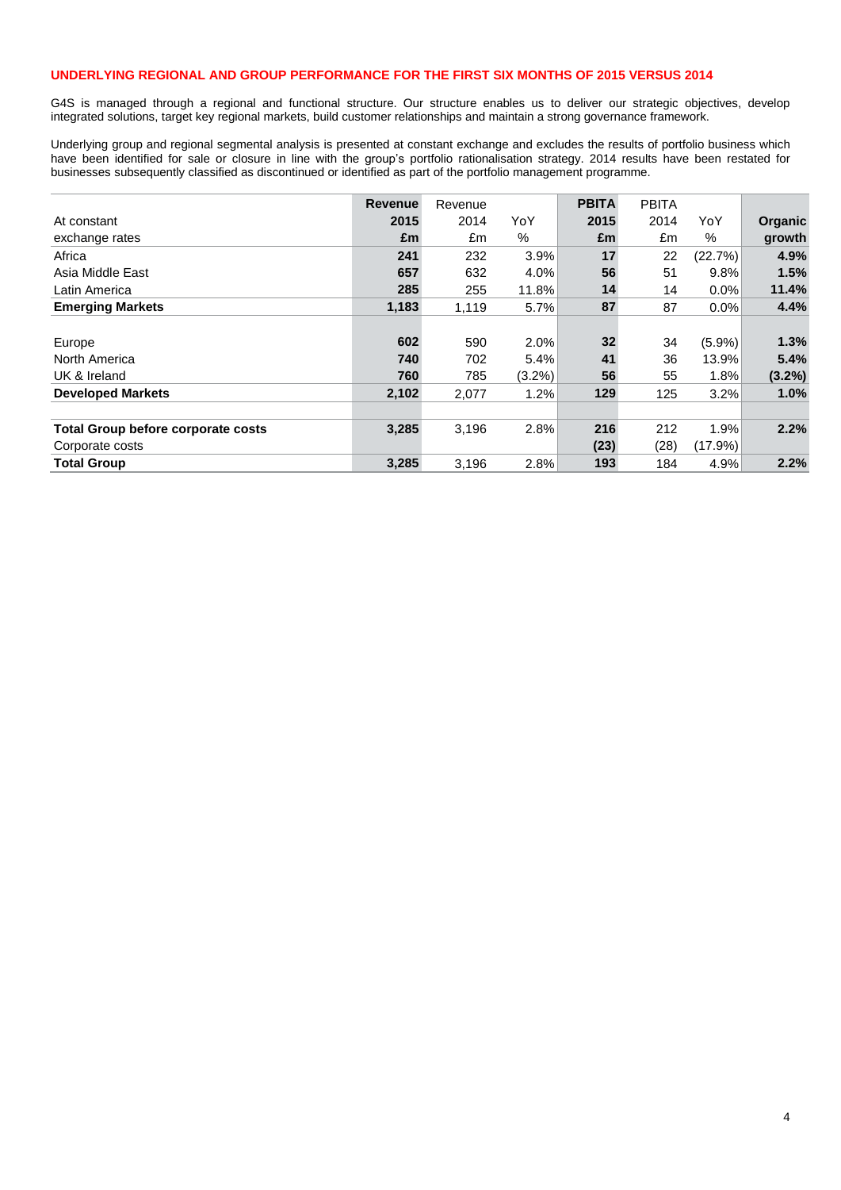## UNDERLYING REGIONAL AND GROUP PERFORMANCE FOR THE FIRST SIX MONTHS OF 2015 VERSUS 2014

G4S is managed through a regional and functional structure. Our structure enables us to deliver our strategic objectives, develop integrated solutions, target key regional markets, build customer relationships and maintain a strong governance framework.

Underlying group and regional segmental analysis is presented at constant exchange and excludes the results of portfolio business which have been identified for sale or closure in line with the group's portfolio rationalisation strategy. 2014 results have been restated for businesses subsequently classified as discontinued or identified as part of the portfolio management programme.

| At constant exchange rates | **Revenue 2015 £m** | Revenue 2014 £m | YoY % | **PBITA 2015 £m** | PBITA 2014 £m | YoY % | **Organic growth** |
|---|---|---|---|---|---|---|---|
| Africa | **241** | 232 | 3.9% | **17** | 22 | (22.7%) | **4.9%** |
| Asia Middle East | **657** | 632 | 4.0% | **56** | 51 | 9.8% | **1.5%** |
| Latin America | **285** | 255 | 11.8% | **14** | 14 | 0.0% | **11.4%** |
| **Emerging Markets** | **1,183** | 1,119 | 5.7% | **87** | 87 | 0.0% | **4.4%** |
| | | | | | | | |
| Europe | **602** | 590 | 2.0% | **32** | 34 | (5.9%) | **1.3%** |
| North America | **740** | 702 | 5.4% | **41** | 36 | 13.9% | **5.4%** |
| UK & Ireland | **760** | 785 | (3.2%) | **56** | 55 | 1.8% | **(3.2%)** |
| **Developed Markets** | **2,102** | 2,077 | 1.2% | **129** | 125 | 3.2% | **1.0%** |
| | | | | | | | |
| **Total Group before corporate costs** | **3,285** | 3,196 | 2.8% | **216** | 212 | 1.9% | **2.2%** |
| Corporate costs | | | | **(23)** | (28) | (17.9%) | |
| **Total Group** | **3,285** | 3,196 | 2.8% | **193** | 184 | 4.9% | **2.2%** |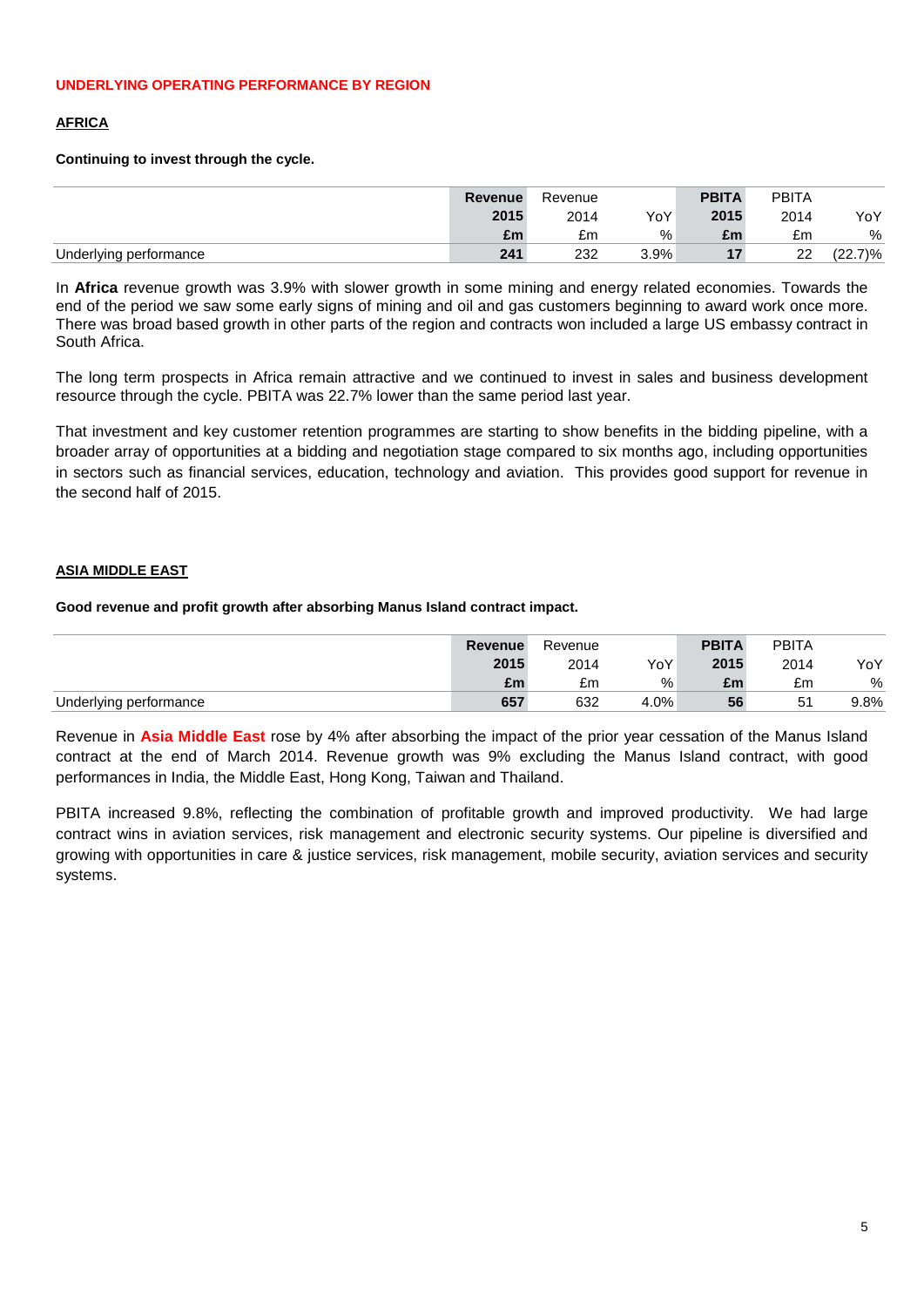## UNDERLYING OPERATING PERFORMANCE BY REGION

### AFRICA

**Continuing to invest through the cycle.**

| | **Revenue 2015 £m** | Revenue 2014 £m | YoY % | **PBITA 2015 £m** | PBITA 2014 £m | YoY % |
|---|---|---|---|---|---|---|
| Underlying performance | **241** | 232 | 3.9% | **17** | 22 | (22.7)% |

In **Africa** revenue growth was 3.9% with slower growth in some mining and energy related economies. Towards the end of the period we saw some early signs of mining and oil and gas customers beginning to award work once more. There was broad based growth in other parts of the region and contracts won included a large US embassy contract in South Africa.

The long term prospects in Africa remain attractive and we continued to invest in sales and business development resource through the cycle. PBITA was 22.7% lower than the same period last year.

That investment and key customer retention programmes are starting to show benefits in the bidding pipeline, with a broader array of opportunities at a bidding and negotiation stage compared to six months ago, including opportunities in sectors such as financial services, education, technology and aviation. This provides good support for revenue in the second half of 2015.

### ASIA MIDDLE EAST

**Good revenue and profit growth after absorbing Manus Island contract impact.**

| | **Revenue 2015 £m** | Revenue 2014 £m | YoY % | **PBITA 2015 £m** | PBITA 2014 £m | YoY % |
|---|---|---|---|---|---|---|
| Underlying performance | **657** | 632 | 4.0% | **56** | 51 | 9.8% |

Revenue in **Asia Middle East** rose by 4% after absorbing the impact of the prior year cessation of the Manus Island contract at the end of March 2014. Revenue growth was 9% excluding the Manus Island contract, with good performances in India, the Middle East, Hong Kong, Taiwan and Thailand.

PBITA increased 9.8%, reflecting the combination of profitable growth and improved productivity. We had large contract wins in aviation services, risk management and electronic security systems. Our pipeline is diversified and growing with opportunities in care & justice services, risk management, mobile security, aviation services and security systems.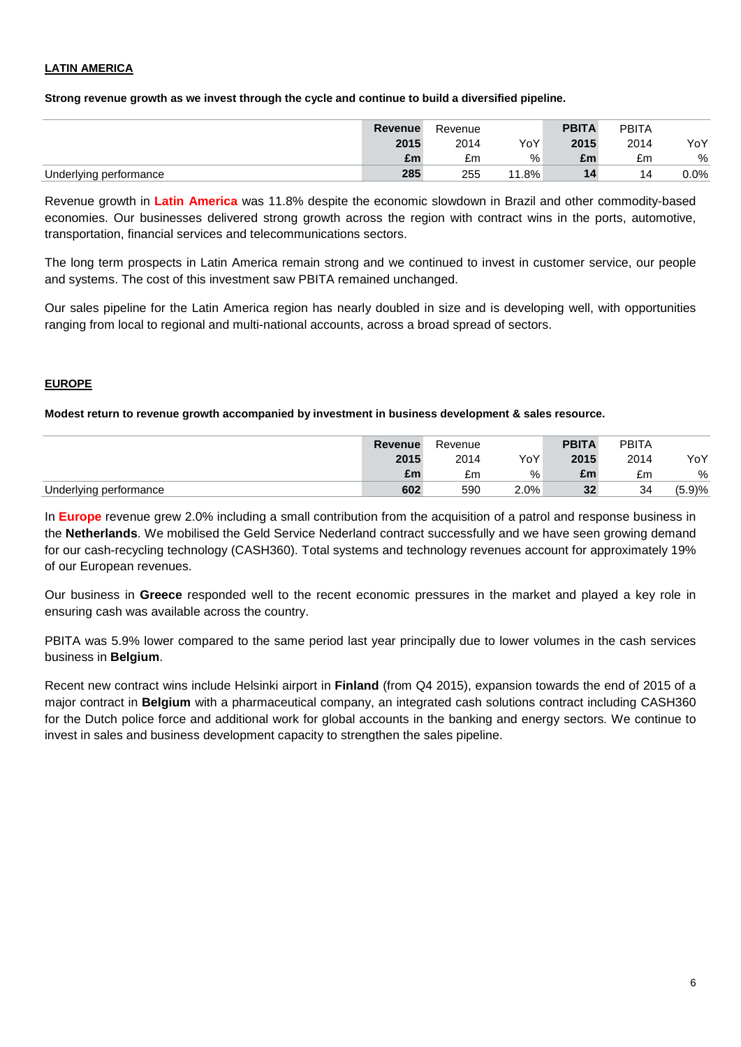## LATIN AMERICA

**Strong revenue growth as we invest through the cycle and continue to build a diversified pipeline.**

| | Revenue 2015 £m | Revenue 2014 £m | YoY % | PBITA 2015 £m | PBITA 2014 £m | YoY % |
|---|---|---|---|---|---|---|
| Underlying performance | **285** | 255 | 11.8% | **14** | 14 | 0.0% |

Revenue growth in **Latin America** was 11.8% despite the economic slowdown in Brazil and other commodity-based economies. Our businesses delivered strong growth across the region with contract wins in the ports, automotive, transportation, financial services and telecommunications sectors.

The long term prospects in Latin America remain strong and we continued to invest in customer service, our people and systems. The cost of this investment saw PBITA remained unchanged.

Our sales pipeline for the Latin America region has nearly doubled in size and is developing well, with opportunities ranging from local to regional and multi-national accounts, across a broad spread of sectors.

## EUROPE

**Modest return to revenue growth accompanied by investment in business development & sales resource.**

| | Revenue 2015 £m | Revenue 2014 £m | YoY % | PBITA 2015 £m | PBITA 2014 £m | YoY % |
|---|---|---|---|---|---|---|
| Underlying performance | **602** | 590 | 2.0% | **32** | 34 | (5.9)% |

In **Europe** revenue grew 2.0% including a small contribution from the acquisition of a patrol and response business in the **Netherlands**. We mobilised the Geld Service Nederland contract successfully and we have seen growing demand for our cash-recycling technology (CASH360). Total systems and technology revenues account for approximately 19% of our European revenues.

Our business in **Greece** responded well to the recent economic pressures in the market and played a key role in ensuring cash was available across the country.

PBITA was 5.9% lower compared to the same period last year principally due to lower volumes in the cash services business in **Belgium**.

Recent new contract wins include Helsinki airport in **Finland** (from Q4 2015), expansion towards the end of 2015 of a major contract in **Belgium** with a pharmaceutical company, an integrated cash solutions contract including CASH360 for the Dutch police force and additional work for global accounts in the banking and energy sectors. We continue to invest in sales and business development capacity to strengthen the sales pipeline.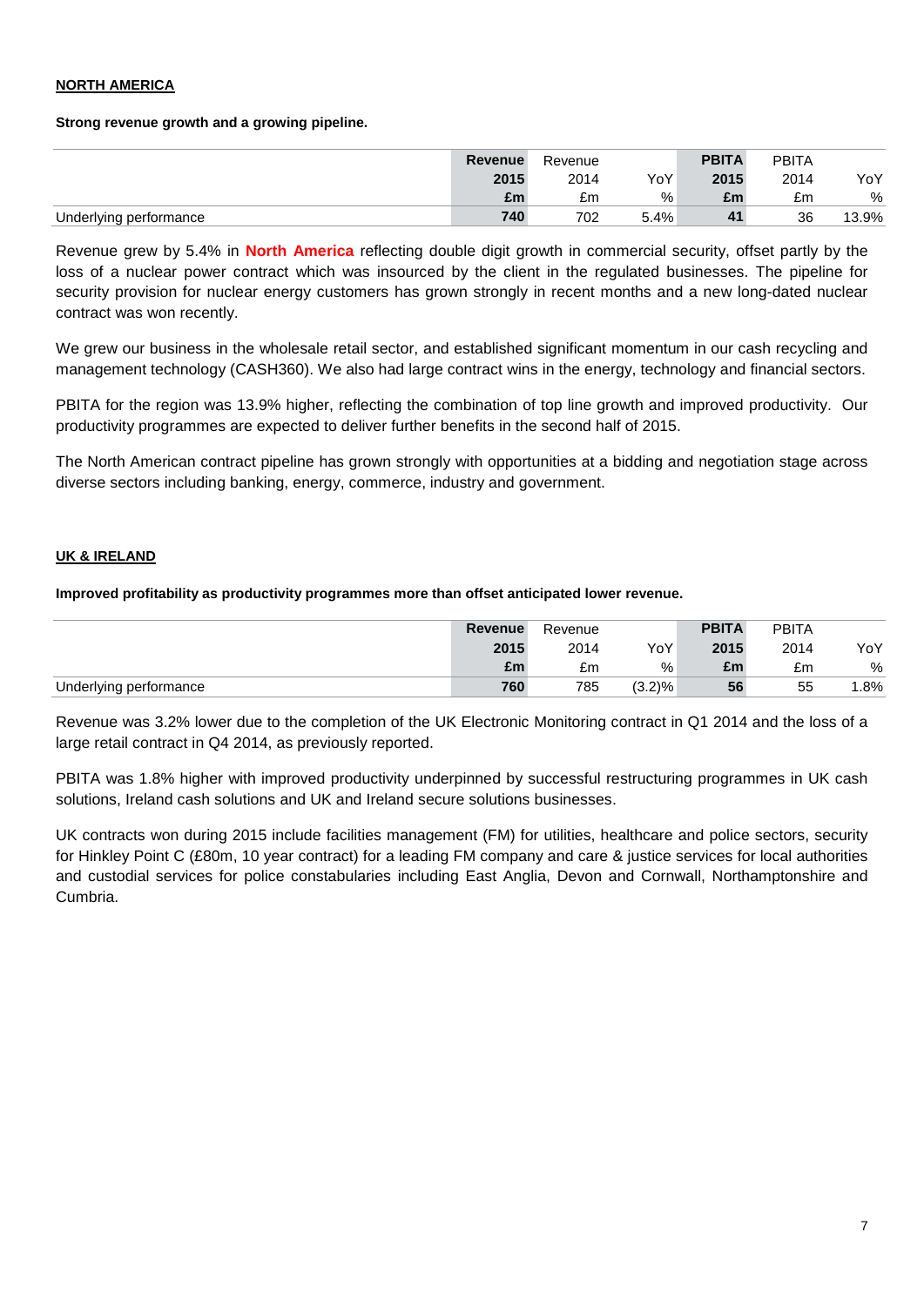## NORTH AMERICA

**Strong revenue growth and a growing pipeline.**

| | **Revenue 2015 £m** | Revenue 2014 £m | YoY % | **PBITA 2015 £m** | PBITA 2014 £m | YoY % |
|---|---|---|---|---|---|---|
| Underlying performance | **740** | 702 | 5.4% | **41** | 36 | 13.9% |

Revenue grew by 5.4% in **North America** reflecting double digit growth in commercial security, offset partly by the loss of a nuclear power contract which was insourced by the client in the regulated businesses. The pipeline for security provision for nuclear energy customers has grown strongly in recent months and a new long-dated nuclear contract was won recently.

We grew our business in the wholesale retail sector, and established significant momentum in our cash recycling and management technology (CASH360). We also had large contract wins in the energy, technology and financial sectors.

PBITA for the region was 13.9% higher, reflecting the combination of top line growth and improved productivity. Our productivity programmes are expected to deliver further benefits in the second half of 2015.

The North American contract pipeline has grown strongly with opportunities at a bidding and negotiation stage across diverse sectors including banking, energy, commerce, industry and government.

## UK & IRELAND

**Improved profitability as productivity programmes more than offset anticipated lower revenue.**

| | **Revenue 2015 £m** | Revenue 2014 £m | YoY % | **PBITA 2015 £m** | PBITA 2014 £m | YoY % |
|---|---|---|---|---|---|---|
| Underlying performance | **760** | 785 | (3.2)% | **56** | 55 | 1.8% |

Revenue was 3.2% lower due to the completion of the UK Electronic Monitoring contract in Q1 2014 and the loss of a large retail contract in Q4 2014, as previously reported.

PBITA was 1.8% higher with improved productivity underpinned by successful restructuring programmes in UK cash solutions, Ireland cash solutions and UK and Ireland secure solutions businesses.

UK contracts won during 2015 include facilities management (FM) for utilities, healthcare and police sectors, security for Hinkley Point C (£80m, 10 year contract) for a leading FM company and care & justice services for local authorities and custodial services for police constabularies including East Anglia, Devon and Cornwall, Northamptonshire and Cumbria.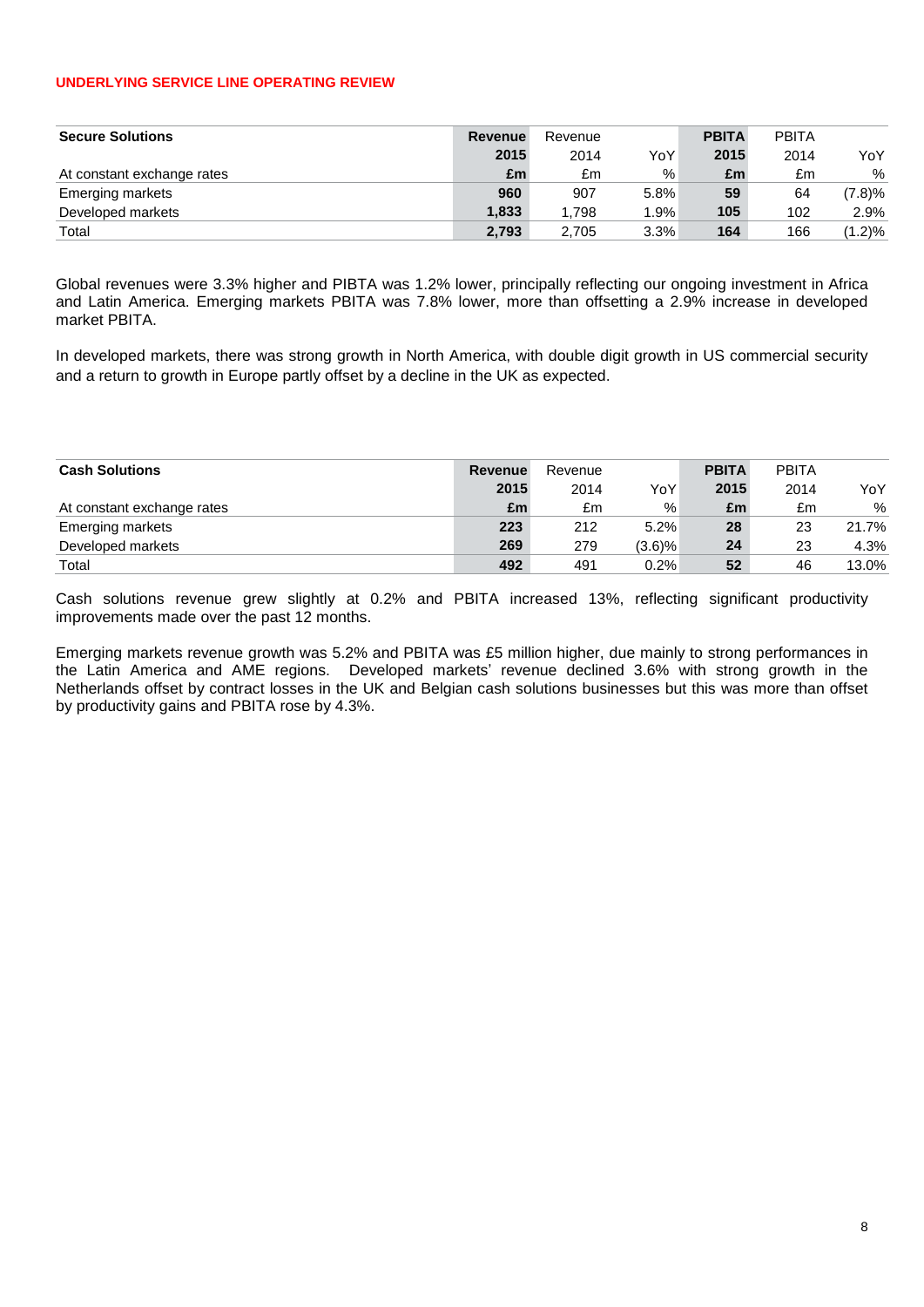## UNDERLYING SERVICE LINE OPERATING REVIEW

| **Secure Solutions** | **Revenue** | Revenue | | **PBITA** | PBITA | |
|---|---|---|---|---|---|---|
| | **2015** | 2014 | YoY | **2015** | 2014 | YoY |
| At constant exchange rates | **£m** | £m | % | **£m** | £m | % |
| Emerging markets | **960** | 907 | 5.8% | **59** | 64 | (7.8)% |
| Developed markets | **1,833** | 1,798 | 1.9% | **105** | 102 | 2.9% |
| Total | **2,793** | 2,705 | 3.3% | **164** | 166 | (1.2)% |

Global revenues were 3.3% higher and PIBTA was 1.2% lower, principally reflecting our ongoing investment in Africa and Latin America. Emerging markets PBITA was 7.8% lower, more than offsetting a 2.9% increase in developed market PBITA.

In developed markets, there was strong growth in North America, with double digit growth in US commercial security and a return to growth in Europe partly offset by a decline in the UK as expected.

| **Cash Solutions** | **Revenue** | Revenue | | **PBITA** | PBITA | |
|---|---|---|---|---|---|---|
| | **2015** | 2014 | YoY | **2015** | 2014 | YoY |
| At constant exchange rates | **£m** | £m | % | **£m** | £m | % |
| Emerging markets | **223** | 212 | 5.2% | **28** | 23 | 21.7% |
| Developed markets | **269** | 279 | (3.6)% | **24** | 23 | 4.3% |
| Total | **492** | 491 | 0.2% | **52** | 46 | 13.0% |

Cash solutions revenue grew slightly at 0.2% and PBITA increased 13%, reflecting significant productivity improvements made over the past 12 months.

Emerging markets revenue growth was 5.2% and PBITA was £5 million higher, due mainly to strong performances in the Latin America and AME regions. Developed markets' revenue declined 3.6% with strong growth in the Netherlands offset by contract losses in the UK and Belgian cash solutions businesses but this was more than offset by productivity gains and PBITA rose by 4.3%.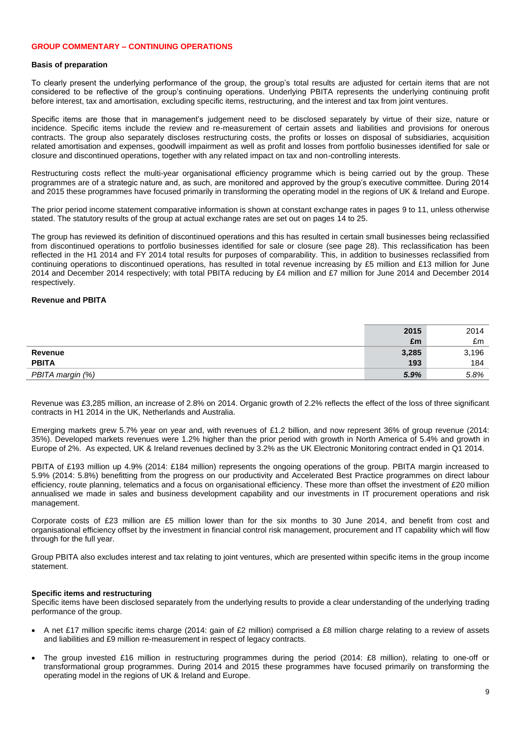## GROUP COMMENTARY – CONTINUING OPERATIONS

**Basis of preparation**

To clearly present the underlying performance of the group, the group's total results are adjusted for certain items that are not considered to be reflective of the group's continuing operations. Underlying PBITA represents the underlying continuing profit before interest, tax and amortisation, excluding specific items, restructuring, and the interest and tax from joint ventures.

Specific items are those that in management's judgement need to be disclosed separately by virtue of their size, nature or incidence. Specific items include the review and re-measurement of certain assets and liabilities and provisions for onerous contracts. The group also separately discloses restructuring costs, the profits or losses on disposal of subsidiaries, acquisition related amortisation and expenses, goodwill impairment as well as profit and losses from portfolio businesses identified for sale or closure and discontinued operations, together with any related impact on tax and non-controlling interests.

Restructuring costs reflect the multi-year organisational efficiency programme which is being carried out by the group. These programmes are of a strategic nature and, as such, are monitored and approved by the group's executive committee. During 2014 and 2015 these programmes have focused primarily in transforming the operating model in the regions of UK & Ireland and Europe.

The prior period income statement comparative information is shown at constant exchange rates in pages 9 to 11, unless otherwise stated. The statutory results of the group at actual exchange rates are set out on pages 14 to 25.

The group has reviewed its definition of discontinued operations and this has resulted in certain small businesses being reclassified from discontinued operations to portfolio businesses identified for sale or closure (see page 28). This reclassification has been reflected in the H1 2014 and FY 2014 total results for purposes of comparability. This, in addition to businesses reclassified from continuing operations to discontinued operations, has resulted in total revenue increasing by £5 million and £13 million for June 2014 and December 2014 respectively; with total PBITA reducing by £4 million and £7 million for June 2014 and December 2014 respectively.

**Revenue and PBITA**

| | **2015** | 2014 |
|---|---|---|
| | **£m** | £m |
| **Revenue** | **3,285** | 3,196 |
| **PBITA** | **193** | 184 |
| *PBITA margin (%)* | ***5.9%*** | *5.8%* |

Revenue was £3,285 million, an increase of 2.8% on 2014. Organic growth of 2.2% reflects the effect of the loss of three significant contracts in H1 2014 in the UK, Netherlands and Australia.

Emerging markets grew 5.7% year on year and, with revenues of £1.2 billion, and now represent 36% of group revenue (2014: 35%). Developed markets revenues were 1.2% higher than the prior period with growth in North America of 5.4% and growth in Europe of 2%. As expected, UK & Ireland revenues declined by 3.2% as the UK Electronic Monitoring contract ended in Q1 2014.

PBITA of £193 million up 4.9% (2014: £184 million) represents the ongoing operations of the group. PBITA margin increased to 5.9% (2014: 5.8%) benefitting from the progress on our productivity and Accelerated Best Practice programmes on direct labour efficiency, route planning, telematics and a focus on organisational efficiency. These more than offset the investment of £20 million annualised we made in sales and business development capability and our investments in IT procurement operations and risk management.

Corporate costs of £23 million are £5 million lower than for the six months to 30 June 2014, and benefit from cost and organisational efficiency offset by the investment in financial control risk management, procurement and IT capability which will flow through for the full year.

Group PBITA also excludes interest and tax relating to joint ventures, which are presented within specific items in the group income statement.

**Specific items and restructuring**

Specific items have been disclosed separately from the underlying results to provide a clear understanding of the underlying trading performance of the group.

- A net £17 million specific items charge (2014: gain of £2 million) comprised a £8 million charge relating to a review of assets and liabilities and £9 million re-measurement in respect of legacy contracts.
- The group invested £16 million in restructuring programmes during the period (2014: £8 million), relating to one-off or transformational group programmes. During 2014 and 2015 these programmes have focused primarily on transforming the operating model in the regions of UK & Ireland and Europe.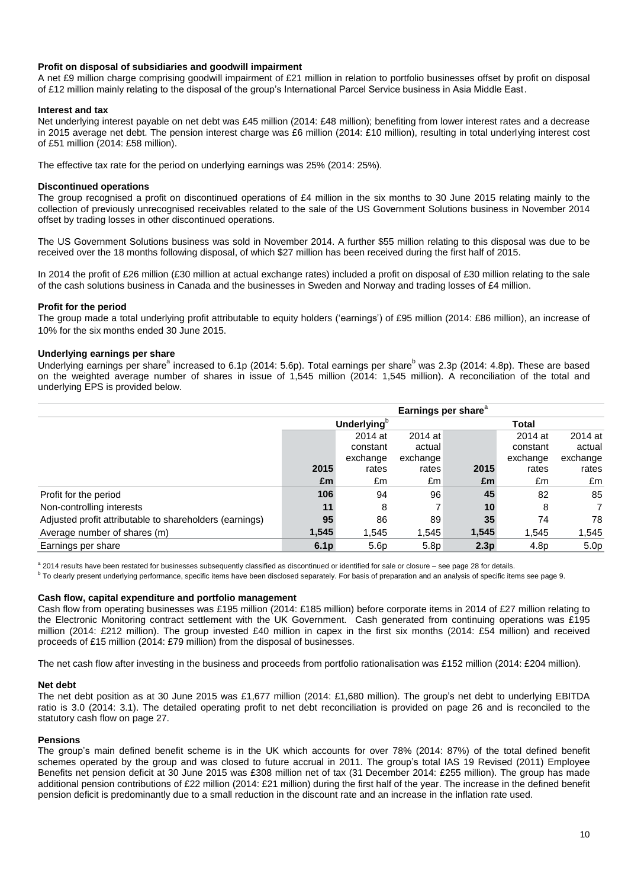**Profit on disposal of subsidiaries and goodwill impairment**

A net £9 million charge comprising goodwill impairment of £21 million in relation to portfolio businesses offset by profit on disposal of £12 million mainly relating to the disposal of the group's International Parcel Service business in Asia Middle East.

**Interest and tax**

Net underlying interest payable on net debt was £45 million (2014: £48 million); benefiting from lower interest rates and a decrease in 2015 average net debt. The pension interest charge was £6 million (2014: £10 million), resulting in total underlying interest cost of £51 million (2014: £58 million).

The effective tax rate for the period on underlying earnings was 25% (2014: 25%).

**Discontinued operations**

The group recognised a profit on discontinued operations of £4 million in the six months to 30 June 2015 relating mainly to the collection of previously unrecognised receivables related to the sale of the US Government Solutions business in November 2014 offset by trading losses in other discontinued operations.

The US Government Solutions business was sold in November 2014. A further $55 million relating to this disposal was due to be received over the 18 months following disposal, of which $27 million has been received during the first half of 2015.

In 2014 the profit of £26 million (£30 million at actual exchange rates) included a profit on disposal of £30 million relating to the sale of the cash solutions business in Canada and the businesses in Sweden and Norway and trading losses of £4 million.

**Profit for the period**

The group made a total underlying profit attributable to equity holders ('earnings') of £95 million (2014: £86 million), an increase of 10% for the six months ended 30 June 2015.

**Underlying earnings per share**

Underlying earnings per share[a] increased to 6.1p (2014: 5.6p). Total earnings per share[b] was 2.3p (2014: 4.8p). These are based on the weighted average number of shares in issue of 1,545 million (2014: 1,545 million). A reconciliation of the total and underlying EPS is provided below.

| | Earnings per share[a] | | | | | |
|---|---|---|---|---|---|---|
| | Underlying[b] | | | Total | | |
| | 2015 | 2014 at constant exchange rates | 2014 at actual exchange rates | 2015 | 2014 at constant exchange rates | 2014 at actual exchange rates |
| | £m | £m | £m | £m | £m | £m |
| Profit for the period | **106** | 94 | 96 | **45** | 82 | 85 |
| Non-controlling interests | **11** | 8 | 7 | **10** | 8 | 7 |
| Adjusted profit attributable to shareholders (earnings) | **95** | 86 | 89 | **35** | 74 | 78 |
| Average number of shares (m) | **1,545** | 1,545 | 1,545 | **1,545** | 1,545 | 1,545 |
| Earnings per share | **6.1p** | 5.6p | 5.8p | **2.3p** | 4.8p | 5.0p |

[a] 2014 results have been restated for businesses subsequently classified as discontinued or identified for sale or closure – see page 28 for details.

[b] To clearly present underlying performance, specific items have been disclosed separately. For basis of preparation and an analysis of specific items see page 9.

**Cash flow, capital expenditure and portfolio management**

Cash flow from operating businesses was £195 million (2014: £185 million) before corporate items in 2014 of £27 million relating to the Electronic Monitoring contract settlement with the UK Government. Cash generated from continuing operations was £195 million (2014: £212 million). The group invested £40 million in capex in the first six months (2014: £54 million) and received proceeds of £15 million (2014: £79 million) from the disposal of businesses.

The net cash flow after investing in the business and proceeds from portfolio rationalisation was £152 million (2014: £204 million).

**Net debt**

The net debt position as at 30 June 2015 was £1,677 million (2014: £1,680 million). The group's net debt to underlying EBITDA ratio is 3.0 (2014: 3.1). The detailed operating profit to net debt reconciliation is provided on page 26 and is reconciled to the statutory cash flow on page 27.

**Pensions**

The group's main defined benefit scheme is in the UK which accounts for over 78% (2014: 87%) of the total defined benefit schemes operated by the group and was closed to future accrual in 2011. The group's total IAS 19 Revised (2011) Employee Benefits net pension deficit at 30 June 2015 was £308 million net of tax (31 December 2014: £255 million). The group has made additional pension contributions of £22 million (2014: £21 million) during the first half of the year. The increase in the defined benefit pension deficit is predominantly due to a small reduction in the discount rate and an increase in the inflation rate used.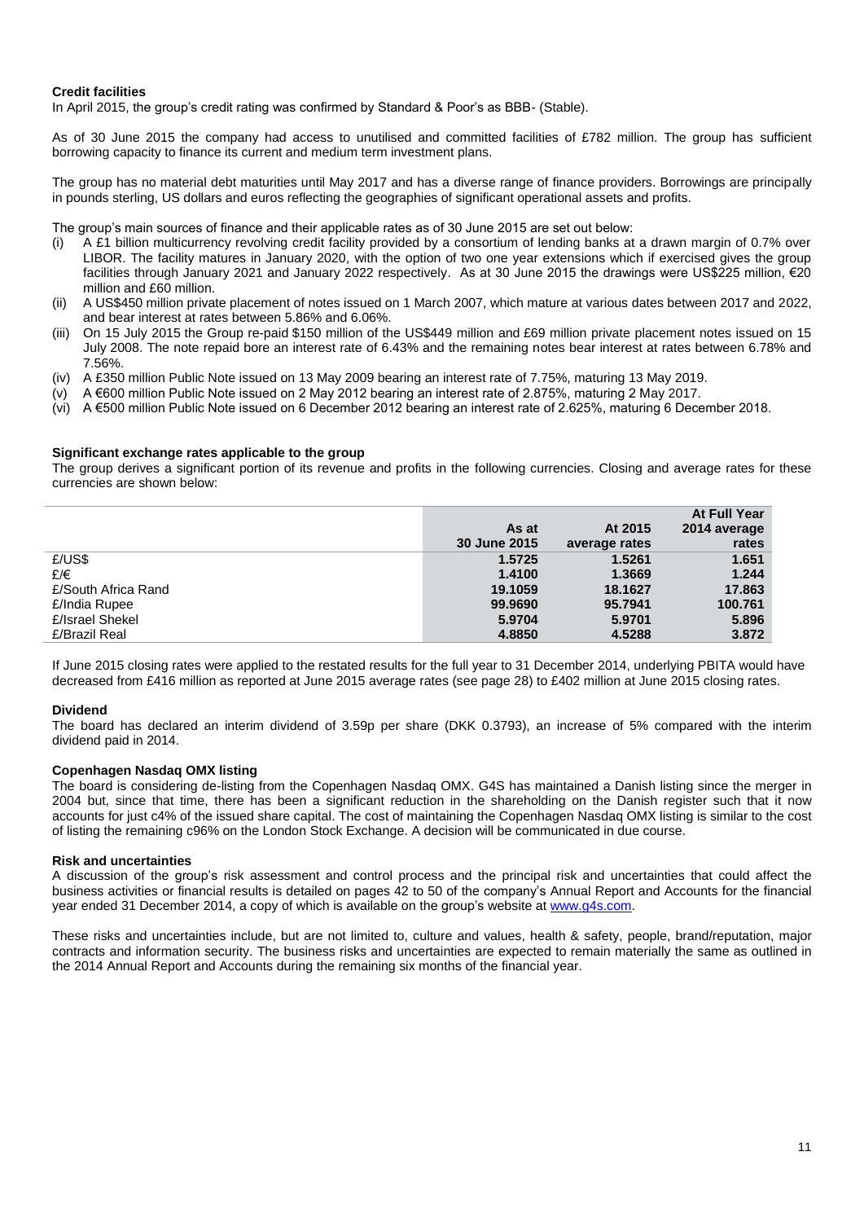### Credit facilities

In April 2015, the group's credit rating was confirmed by Standard & Poor's as BBB- (Stable).

As of 30 June 2015 the company had access to unutilised and committed facilities of £782 million. The group has sufficient borrowing capacity to finance its current and medium term investment plans.

The group has no material debt maturities until May 2017 and has a diverse range of finance providers. Borrowings are principally in pounds sterling, US dollars and euros reflecting the geographies of significant operational assets and profits.

The group's main sources of finance and their applicable rates as of 30 June 2015 are set out below:

(i) A £1 billion multicurrency revolving credit facility provided by a consortium of lending banks at a drawn margin of 0.7% over LIBOR. The facility matures in January 2020, with the option of two one year extensions which if exercised gives the group facilities through January 2021 and January 2022 respectively. As at 30 June 2015 the drawings were US$225 million, €20 million and £60 million.

(ii) A US$450 million private placement of notes issued on 1 March 2007, which mature at various dates between 2017 and 2022, and bear interest at rates between 5.86% and 6.06%.

(iii) On 15 July 2015 the Group re-paid $150 million of the US$449 million and £69 million private placement notes issued on 15 July 2008. The note repaid bore an interest rate of 6.43% and the remaining notes bear interest at rates between 6.78% and 7.56%.

(iv) A £350 million Public Note issued on 13 May 2009 bearing an interest rate of 7.75%, maturing 13 May 2019.

(v) A €600 million Public Note issued on 2 May 2012 bearing an interest rate of 2.875%, maturing 2 May 2017.

(vi) A €500 million Public Note issued on 6 December 2012 bearing an interest rate of 2.625%, maturing 6 December 2018.

### Significant exchange rates applicable to the group

The group derives a significant portion of its revenue and profits in the following currencies. Closing and average rates for these currencies are shown below:

| | As at 30 June 2015 | At 2015 average rates | At Full Year 2014 average rates |
|---|---|---|---|
| £/US$ | 1.5725 | 1.5261 | 1.651 |
| £/€ | 1.4100 | 1.3669 | 1.244 |
| £/South Africa Rand | 19.1059 | 18.1627 | 17.863 |
| £/India Rupee | 99.9690 | 95.7941 | 100.761 |
| £/Israel Shekel | 5.9704 | 5.9701 | 5.896 |
| £/Brazil Real | 4.8850 | 4.5288 | 3.872 |

If June 2015 closing rates were applied to the restated results for the full year to 31 December 2014, underlying PBITA would have decreased from £416 million as reported at June 2015 average rates (see page 28) to £402 million at June 2015 closing rates.

### Dividend

The board has declared an interim dividend of 3.59p per share (DKK 0.3793), an increase of 5% compared with the interim dividend paid in 2014.

### Copenhagen Nasdaq OMX listing

The board is considering de-listing from the Copenhagen Nasdaq OMX. G4S has maintained a Danish listing since the merger in 2004 but, since that time, there has been a significant reduction in the shareholding on the Danish register such that it now accounts for just c4% of the issued share capital. The cost of maintaining the Copenhagen Nasdaq OMX listing is similar to the cost of listing the remaining c96% on the London Stock Exchange. A decision will be communicated in due course.

### Risk and uncertainties

A discussion of the group's risk assessment and control process and the principal risk and uncertainties that could affect the business activities or financial results is detailed on pages 42 to 50 of the company's Annual Report and Accounts for the financial year ended 31 December 2014, a copy of which is available on the group's website at www.g4s.com.

These risks and uncertainties include, but are not limited to, culture and values, health & safety, people, brand/reputation, major contracts and information security. The business risks and uncertainties are expected to remain materially the same as outlined in the 2014 Annual Report and Accounts during the remaining six months of the financial year.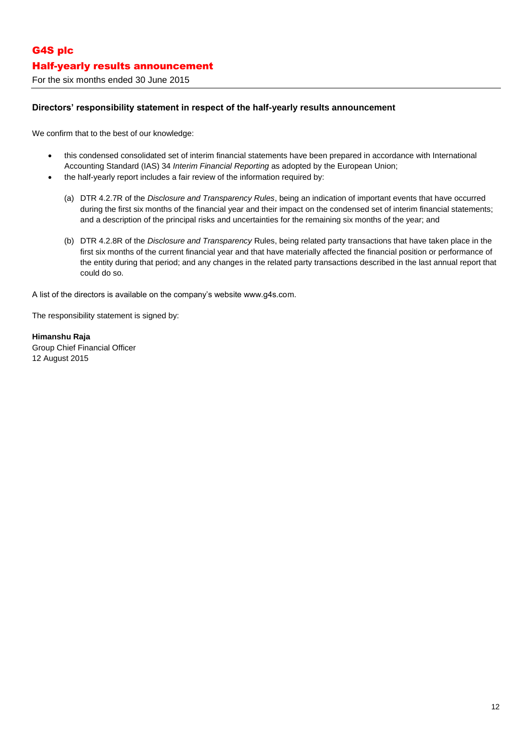## Directors' responsibility statement in respect of the half-yearly results announcement

We confirm that to the best of our knowledge:

- this condensed consolidated set of interim financial statements have been prepared in accordance with International Accounting Standard (IAS) 34 *Interim Financial Reporting* as adopted by the European Union;
- the half-yearly report includes a fair review of the information required by:

  (a) DTR 4.2.7R of the *Disclosure and Transparency Rules*, being an indication of important events that have occurred during the first six months of the financial year and their impact on the condensed set of interim financial statements; and a description of the principal risks and uncertainties for the remaining six months of the year; and

  (b) DTR 4.2.8R of the *Disclosure and Transparency* Rules, being related party transactions that have taken place in the first six months of the current financial year and that have materially affected the financial position or performance of the entity during that period; and any changes in the related party transactions described in the last annual report that could do so.

A list of the directors is available on the company's website www.g4s.com.

The responsibility statement is signed by:

**Himanshu Raja**
Group Chief Financial Officer
12 August 2015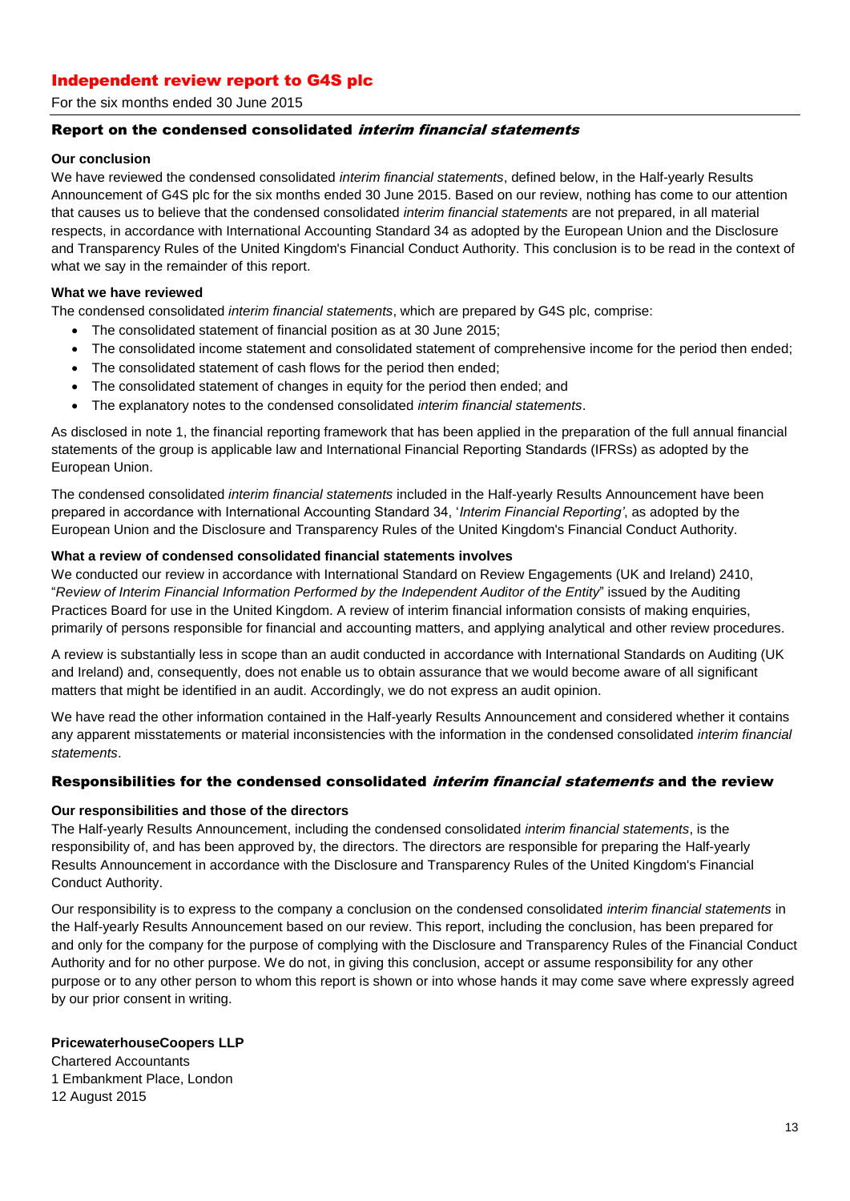# Independent review report to G4S plc

For the six months ended 30 June 2015

## Report on the condensed consolidated *interim financial statements*

### Our conclusion

We have reviewed the condensed consolidated *interim financial statements*, defined below, in the Half-yearly Results Announcement of G4S plc for the six months ended 30 June 2015. Based on our review, nothing has come to our attention that causes us to believe that the condensed consolidated *interim financial statements* are not prepared, in all material respects, in accordance with International Accounting Standard 34 as adopted by the European Union and the Disclosure and Transparency Rules of the United Kingdom's Financial Conduct Authority. This conclusion is to be read in the context of what we say in the remainder of this report.

### What we have reviewed

The condensed consolidated *interim financial statements*, which are prepared by G4S plc, comprise:

- The consolidated statement of financial position as at 30 June 2015;
- The consolidated income statement and consolidated statement of comprehensive income for the period then ended;
- The consolidated statement of cash flows for the period then ended;
- The consolidated statement of changes in equity for the period then ended; and
- The explanatory notes to the condensed consolidated *interim financial statements*.

As disclosed in note 1, the financial reporting framework that has been applied in the preparation of the full annual financial statements of the group is applicable law and International Financial Reporting Standards (IFRSs) as adopted by the European Union.

The condensed consolidated *interim financial statements* included in the Half-yearly Results Announcement have been prepared in accordance with International Accounting Standard 34, '*Interim Financial Reporting'*, as adopted by the European Union and the Disclosure and Transparency Rules of the United Kingdom's Financial Conduct Authority.

### What a review of condensed consolidated financial statements involves

We conducted our review in accordance with International Standard on Review Engagements (UK and Ireland) 2410, "*Review of Interim Financial Information Performed by the Independent Auditor of the Entity*" issued by the Auditing Practices Board for use in the United Kingdom. A review of interim financial information consists of making enquiries, primarily of persons responsible for financial and accounting matters, and applying analytical and other review procedures.

A review is substantially less in scope than an audit conducted in accordance with International Standards on Auditing (UK and Ireland) and, consequently, does not enable us to obtain assurance that we would become aware of all significant matters that might be identified in an audit. Accordingly, we do not express an audit opinion.

We have read the other information contained in the Half-yearly Results Announcement and considered whether it contains any apparent misstatements or material inconsistencies with the information in the condensed consolidated *interim financial statements*.

## Responsibilities for the condensed consolidated *interim financial statements* and the review

### Our responsibilities and those of the directors

The Half-yearly Results Announcement, including the condensed consolidated *interim financial statements*, is the responsibility of, and has been approved by, the directors. The directors are responsible for preparing the Half-yearly Results Announcement in accordance with the Disclosure and Transparency Rules of the United Kingdom's Financial Conduct Authority.

Our responsibility is to express to the company a conclusion on the condensed consolidated *interim financial statements* in the Half-yearly Results Announcement based on our review. This report, including the conclusion, has been prepared for and only for the company for the purpose of complying with the Disclosure and Transparency Rules of the Financial Conduct Authority and for no other purpose. We do not, in giving this conclusion, accept or assume responsibility for any other purpose or to any other person to whom this report is shown or into whose hands it may come save where expressly agreed by our prior consent in writing.

**PricewaterhouseCoopers LLP**
Chartered Accountants
1 Embankment Place, London
12 August 2015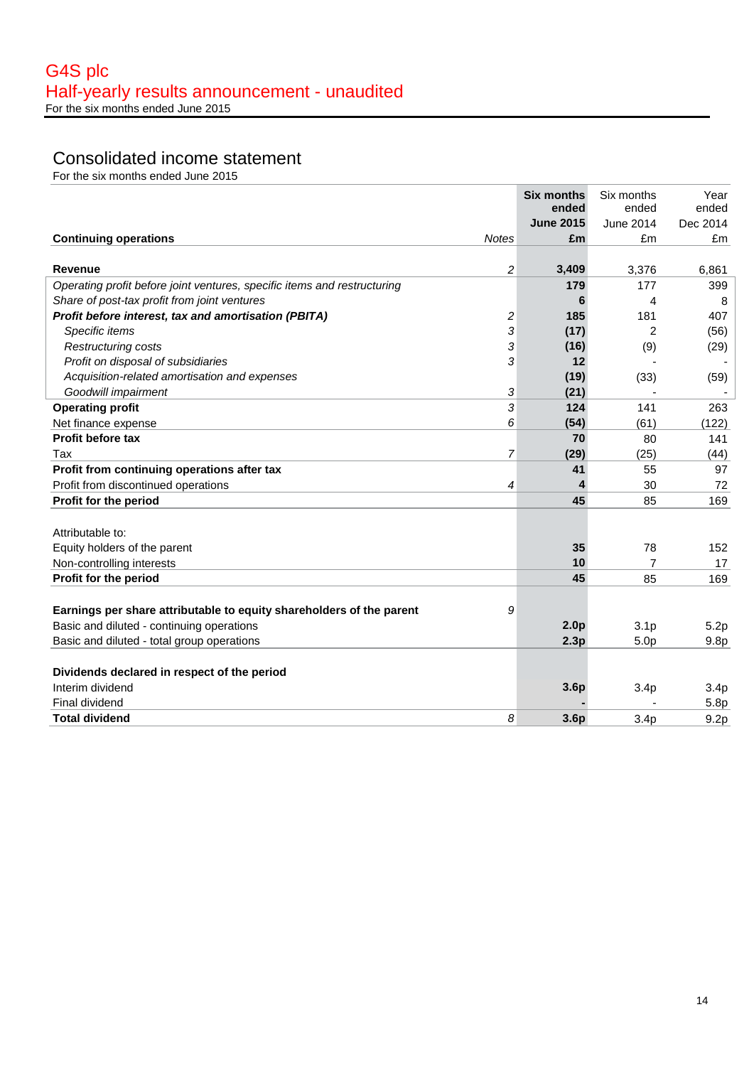# G4S plc
## Half-yearly results announcement - unaudited
For the six months ended June 2015

## Consolidated income statement
For the six months ended June 2015

| Continuing operations | Notes | **Six months ended June 2015 £m** | Six months ended June 2014 £m | Year ended Dec 2014 £m |
|---|---|---|---|---|
| **Revenue** | 2 | **3,409** | 3,376 | 6,861 |
| *Operating profit before joint ventures, specific items and restructuring* | | **179** | 177 | 399 |
| *Share of post-tax profit from joint ventures* | | **6** | 4 | 8 |
| ***Profit before interest, tax and amortisation (PBITA)*** | 2 | **185** | 181 | 407 |
| *Specific items* | 3 | **(17)** | 2 | (56) |
| *Restructuring costs* | 3 | **(16)** | (9) | (29) |
| *Profit on disposal of subsidiaries* | 3 | **12** | - | - |
| *Acquisition-related amortisation and expenses* | | **(19)** | (33) | (59) |
| *Goodwill impairment* | 3 | **(21)** | - | - |
| **Operating profit** | 3 | **124** | 141 | 263 |
| Net finance expense | 6 | **(54)** | (61) | (122) |
| **Profit before tax** | | **70** | 80 | 141 |
| Tax | 7 | **(29)** | (25) | (44) |
| **Profit from continuing operations after tax** | | **41** | 55 | 97 |
| Profit from discontinued operations | 4 | **4** | 30 | 72 |
| **Profit for the period** | | **45** | 85 | 169 |
| | | | | |
| Attributable to: | | | | |
| Equity holders of the parent | | **35** | 78 | 152 |
| Non-controlling interests | | **10** | 7 | 17 |
| **Profit for the period** | | **45** | 85 | 169 |
| | | | | |
| **Earnings per share attributable to equity shareholders of the parent** | 9 | | | |
| Basic and diluted - continuing operations | | **2.0p** | 3.1p | 5.2p |
| Basic and diluted - total group operations | | **2.3p** | 5.0p | 9.8p |
| | | | | |
| **Dividends declared in respect of the period** | | | | |
| Interim dividend | | **3.6p** | 3.4p | 3.4p |
| Final dividend | | **-** | - | 5.8p |
| **Total dividend** | 8 | **3.6p** | 3.4p | 9.2p |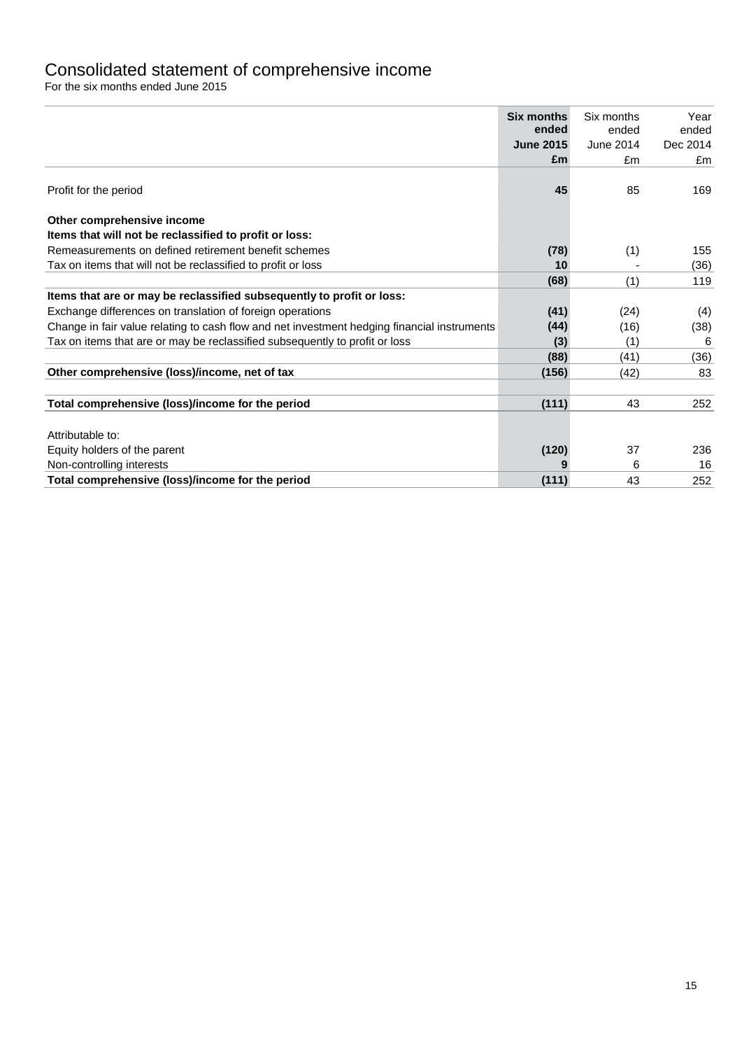# Consolidated statement of comprehensive income

For the six months ended June 2015

| | **Six months ended June 2015 £m** | Six months ended June 2014 £m | Year ended Dec 2014 £m |
|---|---|---|---|
| Profit for the period | **45** | 85 | 169 |
| **Other comprehensive income** | | | |
| **Items that will not be reclassified to profit or loss:** | | | |
| Remeasurements on defined retirement benefit schemes | **(78)** | (1) | 155 |
| Tax on items that will not be reclassified to profit or loss | **10** | - | (36) |
| | **(68)** | (1) | 119 |
| **Items that are or may be reclassified subsequently to profit or loss:** | | | |
| Exchange differences on translation of foreign operations | **(41)** | (24) | (4) |
| Change in fair value relating to cash flow and net investment hedging financial instruments | **(44)** | (16) | (38) |
| Tax on items that are or may be reclassified subsequently to profit or loss | **(3)** | (1) | 6 |
| | **(88)** | (41) | (36) |
| **Other comprehensive (loss)/income, net of tax** | **(156)** | (42) | 83 |
| **Total comprehensive (loss)/income for the period** | **(111)** | 43 | 252 |
| Attributable to: | | | |
| Equity holders of the parent | **(120)** | 37 | 236 |
| Non-controlling interests | **9** | 6 | 16 |
| **Total comprehensive (loss)/income for the period** | **(111)** | 43 | 252 |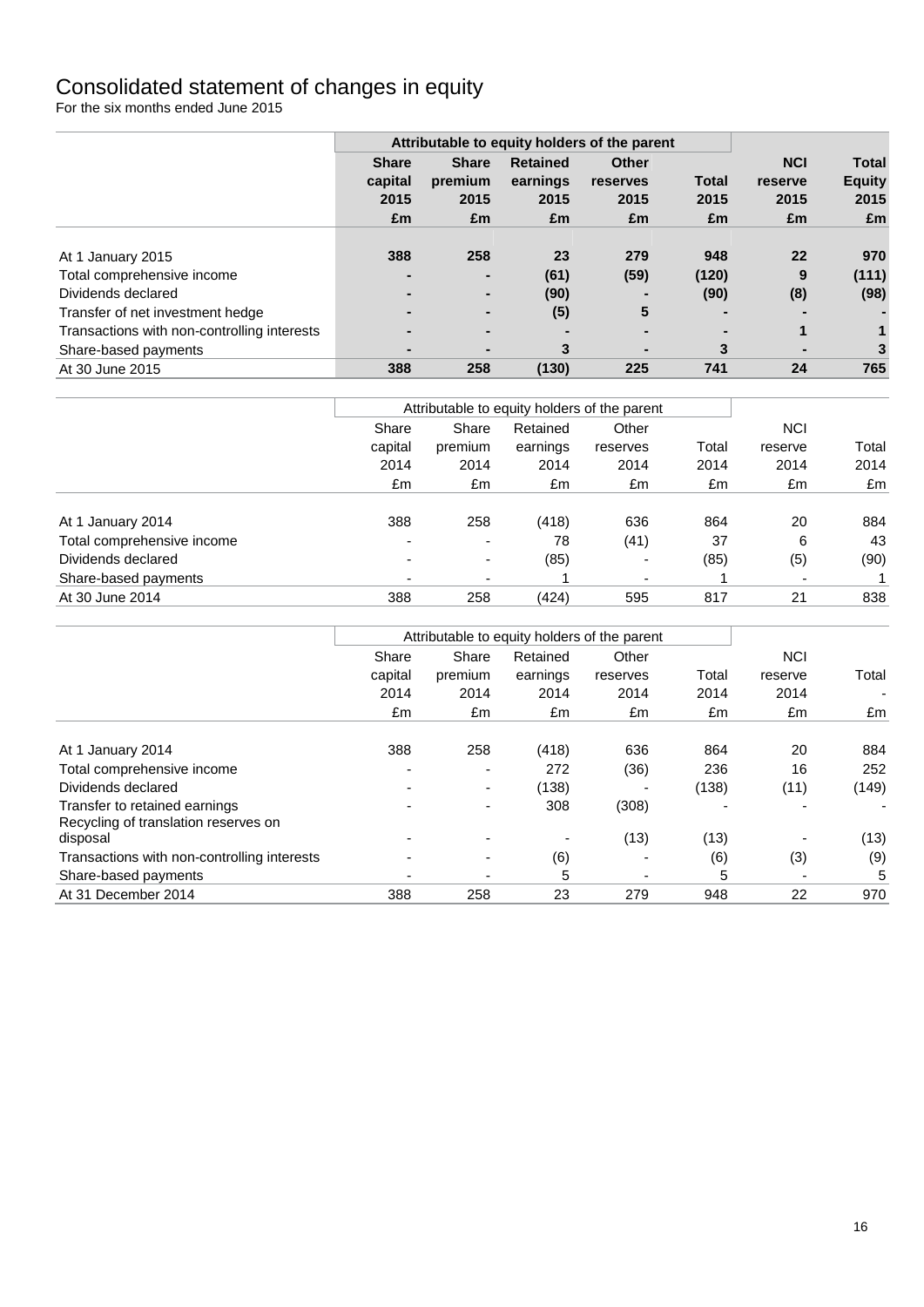# Consolidated statement of changes in equity

For the six months ended June 2015

| | Attributable to equity holders of the parent | | | | | | |
|---|---|---|---|---|---|---|---|
| | **Share capital 2015 £m** | **Share premium 2015 £m** | **Retained earnings 2015 £m** | **Other reserves 2015 £m** | **Total 2015 £m** | **NCI reserve 2015 £m** | **Total Equity 2015 £m** |
| At 1 January 2015 | **388** | **258** | **23** | **279** | **948** | **22** | **970** |
| Total comprehensive income | **-** | **-** | **(61)** | **(59)** | **(120)** | **9** | **(111)** |
| Dividends declared | **-** | **-** | **(90)** | **-** | **(90)** | **(8)** | **(98)** |
| Transfer of net investment hedge | **-** | **-** | **(5)** | **5** | **-** | **-** | **-** |
| Transactions with non-controlling interests | **-** | **-** | **-** | **-** | **-** | **1** | **1** |
| Share-based payments | **-** | **-** | **3** | **-** | **3** | **-** | **3** |
| At 30 June 2015 | **388** | **258** | **(130)** | **225** | **741** | **24** | **765** |

| | Attributable to equity holders of the parent | | | | | | |
|---|---|---|---|---|---|---|---|
| | Share capital 2014 £m | Share premium 2014 £m | Retained earnings 2014 £m | Other reserves 2014 £m | Total 2014 £m | NCI reserve 2014 £m | Total 2014 £m |
| At 1 January 2014 | 388 | 258 | (418) | 636 | 864 | 20 | 884 |
| Total comprehensive income | - | - | 78 | (41) | 37 | 6 | 43 |
| Dividends declared | - | - | (85) | - | (85) | (5) | (90) |
| Share-based payments | - | - | 1 | - | 1 | - | 1 |
| At 30 June 2014 | 388 | 258 | (424) | 595 | 817 | 21 | 838 |

| | Attributable to equity holders of the parent | | | | | | |
|---|---|---|---|---|---|---|---|
| | Share capital 2014 £m | Share premium 2014 £m | Retained earnings 2014 £m | Other reserves 2014 £m | Total 2014 £m | NCI reserve 2014 £m | Total - £m |
| At 1 January 2014 | 388 | 258 | (418) | 636 | 864 | 20 | 884 |
| Total comprehensive income | - | - | 272 | (36) | 236 | 16 | 252 |
| Dividends declared | - | - | (138) | - | (138) | (11) | (149) |
| Transfer to retained earnings | - | - | 308 | (308) | - | - | - |
| Recycling of translation reserves on disposal | - | - | - | (13) | (13) | - | (13) |
| Transactions with non-controlling interests | - | - | (6) | - | (6) | (3) | (9) |
| Share-based payments | - | - | 5 | - | 5 | - | 5 |
| At 31 December 2014 | 388 | 258 | 23 | 279 | 948 | 22 | 970 |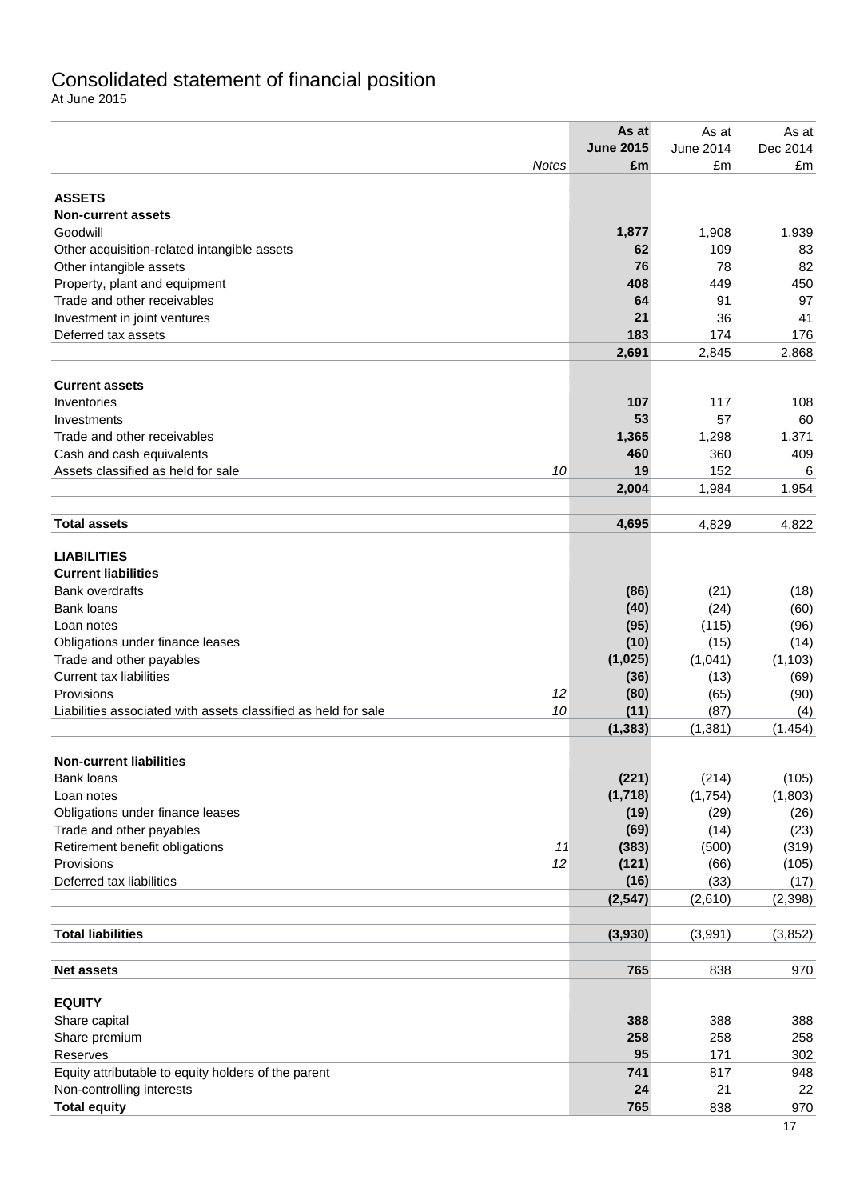# Consolidated statement of financial position

At June 2015

| | Notes | As at June 2015 £m | As at June 2014 £m | As at Dec 2014 £m |
|---|---|---|---|---|
| **ASSETS** | | | | |
| **Non-current assets** | | | | |
| Goodwill | | **1,877** | 1,908 | 1,939 |
| Other acquisition-related intangible assets | | **62** | 109 | 83 |
| Other intangible assets | | **76** | 78 | 82 |
| Property, plant and equipment | | **408** | 449 | 450 |
| Trade and other receivables | | **64** | 91 | 97 |
| Investment in joint ventures | | **21** | 36 | 41 |
| Deferred tax assets | | **183** | 174 | 176 |
| | | **2,691** | 2,845 | 2,868 |
| **Current assets** | | | | |
| Inventories | | **107** | 117 | 108 |
| Investments | | **53** | 57 | 60 |
| Trade and other receivables | | **1,365** | 1,298 | 1,371 |
| Cash and cash equivalents | | **460** | 360 | 409 |
| Assets classified as held for sale | *10* | **19** | 152 | 6 |
| | | **2,004** | 1,984 | 1,954 |
| **Total assets** | | **4,695** | 4,829 | 4,822 |
| **LIABILITIES** | | | | |
| **Current liabilities** | | | | |
| Bank overdrafts | | **(86)** | (21) | (18) |
| Bank loans | | **(40)** | (24) | (60) |
| Loan notes | | **(95)** | (115) | (96) |
| Obligations under finance leases | | **(10)** | (15) | (14) |
| Trade and other payables | | **(1,025)** | (1,041) | (1,103) |
| Current tax liabilities | | **(36)** | (13) | (69) |
| Provisions | *12* | **(80)** | (65) | (90) |
| Liabilities associated with assets classified as held for sale | *10* | **(11)** | (87) | (4) |
| | | **(1,383)** | (1,381) | (1,454) |
| **Non-current liabilities** | | | | |
| Bank loans | | **(221)** | (214) | (105) |
| Loan notes | | **(1,718)** | (1,754) | (1,803) |
| Obligations under finance leases | | **(19)** | (29) | (26) |
| Trade and other payables | | **(69)** | (14) | (23) |
| Retirement benefit obligations | *11* | **(383)** | (500) | (319) |
| Provisions | *12* | **(121)** | (66) | (105) |
| Deferred tax liabilities | | **(16)** | (33) | (17) |
| | | **(2,547)** | (2,610) | (2,398) |
| **Total liabilities** | | **(3,930)** | (3,991) | (3,852) |
| **Net assets** | | **765** | 838 | 970 |
| **EQUITY** | | | | |
| Share capital | | **388** | 388 | 388 |
| Share premium | | **258** | 258 | 258 |
| Reserves | | **95** | 171 | 302 |
| Equity attributable to equity holders of the parent | | **741** | 817 | 948 |
| Non-controlling interests | | **24** | 21 | 22 |
| **Total equity** | | **765** | 838 | 970 |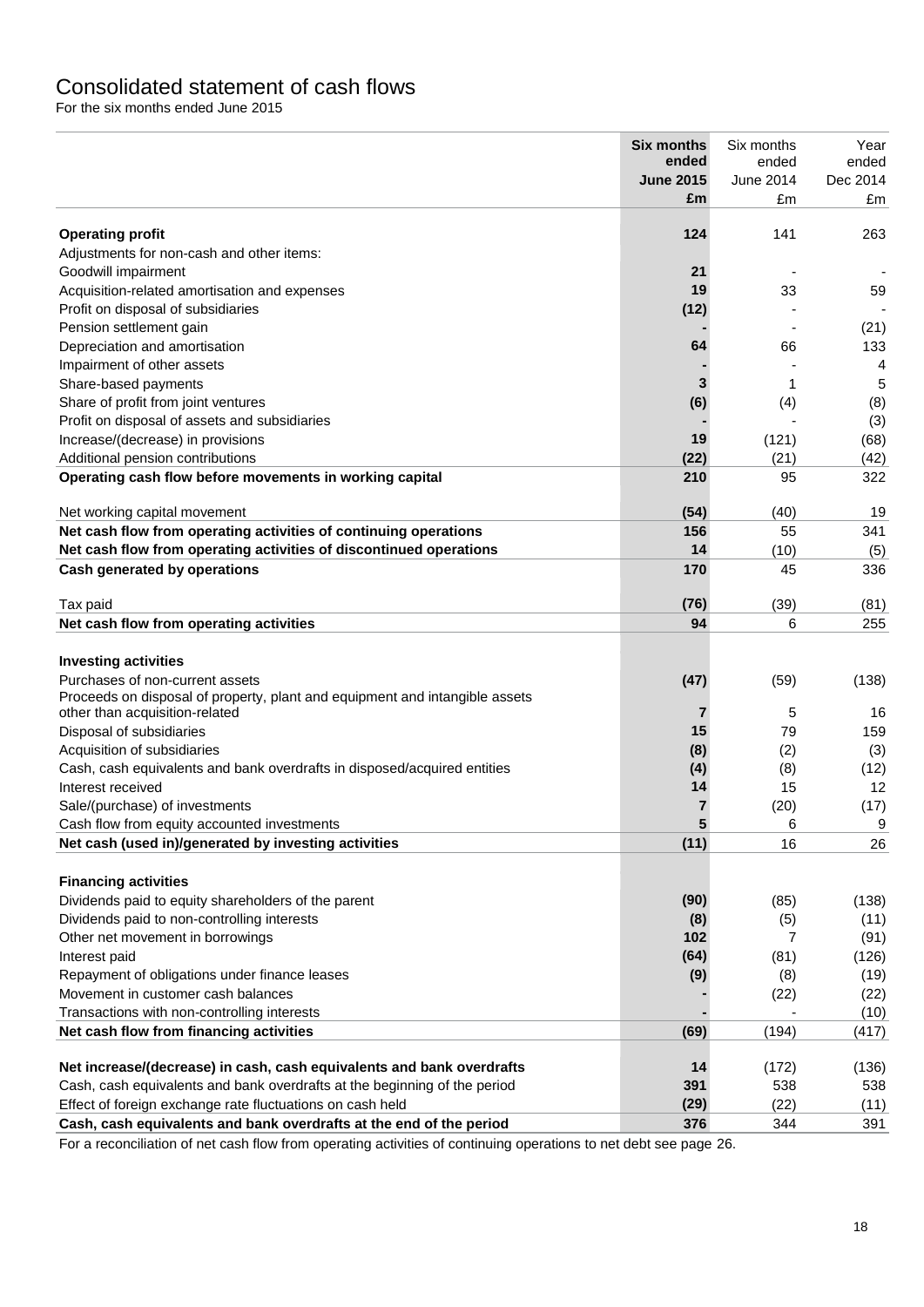# Consolidated statement of cash flows

For the six months ended June 2015

| | **Six months ended June 2015 £m** | Six months ended June 2014 £m | Year ended Dec 2014 £m |
|---|---|---|---|
| **Operating profit** | **124** | 141 | 263 |
| Adjustments for non-cash and other items: | | | |
| Goodwill impairment | **21** | - | - |
| Acquisition-related amortisation and expenses | **19** | 33 | 59 |
| Profit on disposal of subsidiaries | **(12)** | - | - |
| Pension settlement gain | **-** | - | (21) |
| Depreciation and amortisation | **64** | 66 | 133 |
| Impairment of other assets | **-** | - | 4 |
| Share-based payments | **3** | 1 | 5 |
| Share of profit from joint ventures | **(6)** | (4) | (8) |
| Profit on disposal of assets and subsidiaries | **-** | - | (3) |
| Increase/(decrease) in provisions | **19** | (121) | (68) |
| Additional pension contributions | **(22)** | (21) | (42) |
| **Operating cash flow before movements in working capital** | **210** | 95 | 322 |
| Net working capital movement | **(54)** | (40) | 19 |
| **Net cash flow from operating activities of continuing operations** | **156** | 55 | 341 |
| **Net cash flow from operating activities of discontinued operations** | **14** | (10) | (5) |
| **Cash generated by operations** | **170** | 45 | 336 |
| Tax paid | **(76)** | (39) | (81) |
| **Net cash flow from operating activities** | **94** | 6 | 255 |
| **Investing activities** | | | |
| Purchases of non-current assets | **(47)** | (59) | (138) |
| Proceeds on disposal of property, plant and equipment and intangible assets other than acquisition-related | **7** | 5 | 16 |
| Disposal of subsidiaries | **15** | 79 | 159 |
| Acquisition of subsidiaries | **(8)** | (2) | (3) |
| Cash, cash equivalents and bank overdrafts in disposed/acquired entities | **(4)** | (8) | (12) |
| Interest received | **14** | 15 | 12 |
| Sale/(purchase) of investments | **7** | (20) | (17) |
| Cash flow from equity accounted investments | **5** | 6 | 9 |
| **Net cash (used in)/generated by investing activities** | **(11)** | 16 | 26 |
| **Financing activities** | | | |
| Dividends paid to equity shareholders of the parent | **(90)** | (85) | (138) |
| Dividends paid to non-controlling interests | **(8)** | (5) | (11) |
| Other net movement in borrowings | **102** | 7 | (91) |
| Interest paid | **(64)** | (81) | (126) |
| Repayment of obligations under finance leases | **(9)** | (8) | (19) |
| Movement in customer cash balances | **-** | (22) | (22) |
| Transactions with non-controlling interests | **-** | - | (10) |
| **Net cash flow from financing activities** | **(69)** | (194) | (417) |
| **Net increase/(decrease) in cash, cash equivalents and bank overdrafts** | **14** | (172) | (136) |
| Cash, cash equivalents and bank overdrafts at the beginning of the period | **391** | 538 | 538 |
| Effect of foreign exchange rate fluctuations on cash held | **(29)** | (22) | (11) |
| **Cash, cash equivalents and bank overdrafts at the end of the period** | **376** | 344 | 391 |

For a reconciliation of net cash flow from operating activities of continuing operations to net debt see page 26.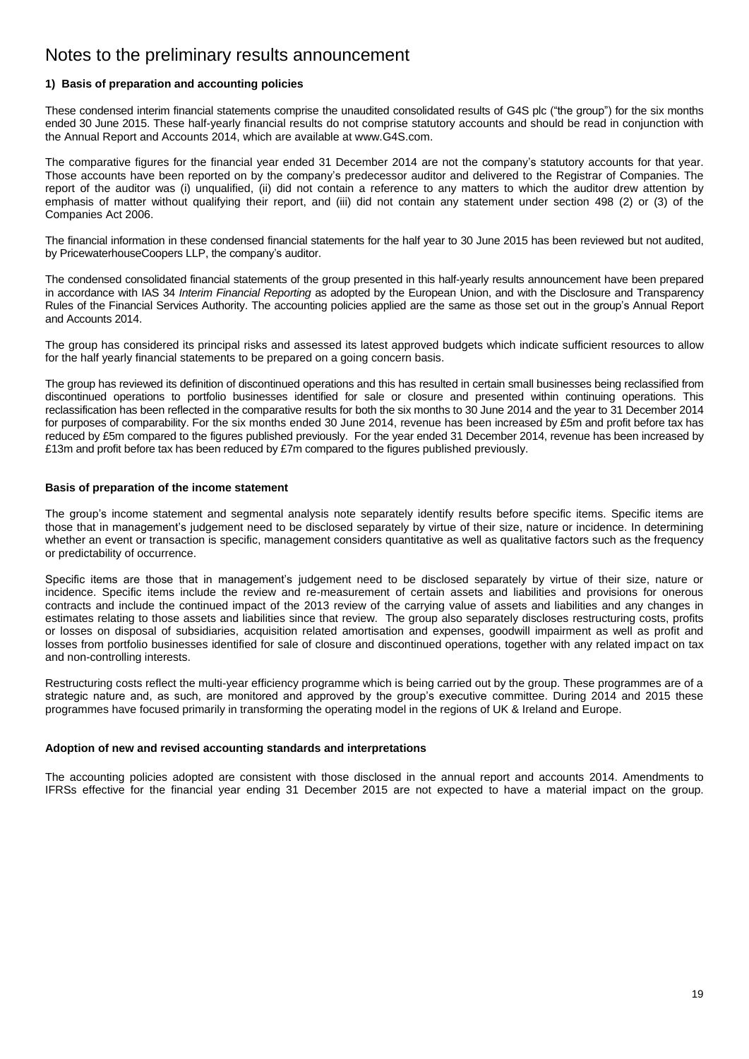# Notes to the preliminary results announcement

## 1) Basis of preparation and accounting policies

These condensed interim financial statements comprise the unaudited consolidated results of G4S plc ("the group") for the six months ended 30 June 2015. These half-yearly financial results do not comprise statutory accounts and should be read in conjunction with the Annual Report and Accounts 2014, which are available at www.G4S.com.

The comparative figures for the financial year ended 31 December 2014 are not the company's statutory accounts for that year. Those accounts have been reported on by the company's predecessor auditor and delivered to the Registrar of Companies. The report of the auditor was (i) unqualified, (ii) did not contain a reference to any matters to which the auditor drew attention by emphasis of matter without qualifying their report, and (iii) did not contain any statement under section 498 (2) or (3) of the Companies Act 2006.

The financial information in these condensed financial statements for the half year to 30 June 2015 has been reviewed but not audited, by PricewaterhouseCoopers LLP, the company's auditor.

The condensed consolidated financial statements of the group presented in this half-yearly results announcement have been prepared in accordance with IAS 34 *Interim Financial Reporting* as adopted by the European Union, and with the Disclosure and Transparency Rules of the Financial Services Authority. The accounting policies applied are the same as those set out in the group's Annual Report and Accounts 2014.

The group has considered its principal risks and assessed its latest approved budgets which indicate sufficient resources to allow for the half yearly financial statements to be prepared on a going concern basis.

The group has reviewed its definition of discontinued operations and this has resulted in certain small businesses being reclassified from discontinued operations to portfolio businesses identified for sale or closure and presented within continuing operations. This reclassification has been reflected in the comparative results for both the six months to 30 June 2014 and the year to 31 December 2014 for purposes of comparability. For the six months ended 30 June 2014, revenue has been increased by £5m and profit before tax has reduced by £5m compared to the figures published previously. For the year ended 31 December 2014, revenue has been increased by £13m and profit before tax has been reduced by £7m compared to the figures published previously.

### Basis of preparation of the income statement

The group's income statement and segmental analysis note separately identify results before specific items. Specific items are those that in management's judgement need to be disclosed separately by virtue of their size, nature or incidence. In determining whether an event or transaction is specific, management considers quantitative as well as qualitative factors such as the frequency or predictability of occurrence.

Specific items are those that in management's judgement need to be disclosed separately by virtue of their size, nature or incidence. Specific items include the review and re-measurement of certain assets and liabilities and provisions for onerous contracts and include the continued impact of the 2013 review of the carrying value of assets and liabilities and any changes in estimates relating to those assets and liabilities since that review. The group also separately discloses restructuring costs, profits or losses on disposal of subsidiaries, acquisition related amortisation and expenses, goodwill impairment as well as profit and losses from portfolio businesses identified for sale of closure and discontinued operations, together with any related impact on tax and non-controlling interests.

Restructuring costs reflect the multi-year efficiency programme which is being carried out by the group. These programmes are of a strategic nature and, as such, are monitored and approved by the group's executive committee. During 2014 and 2015 these programmes have focused primarily in transforming the operating model in the regions of UK & Ireland and Europe.

### Adoption of new and revised accounting standards and interpretations

The accounting policies adopted are consistent with those disclosed in the annual report and accounts 2014. Amendments to IFRSs effective for the financial year ending 31 December 2015 are not expected to have a material impact on the group.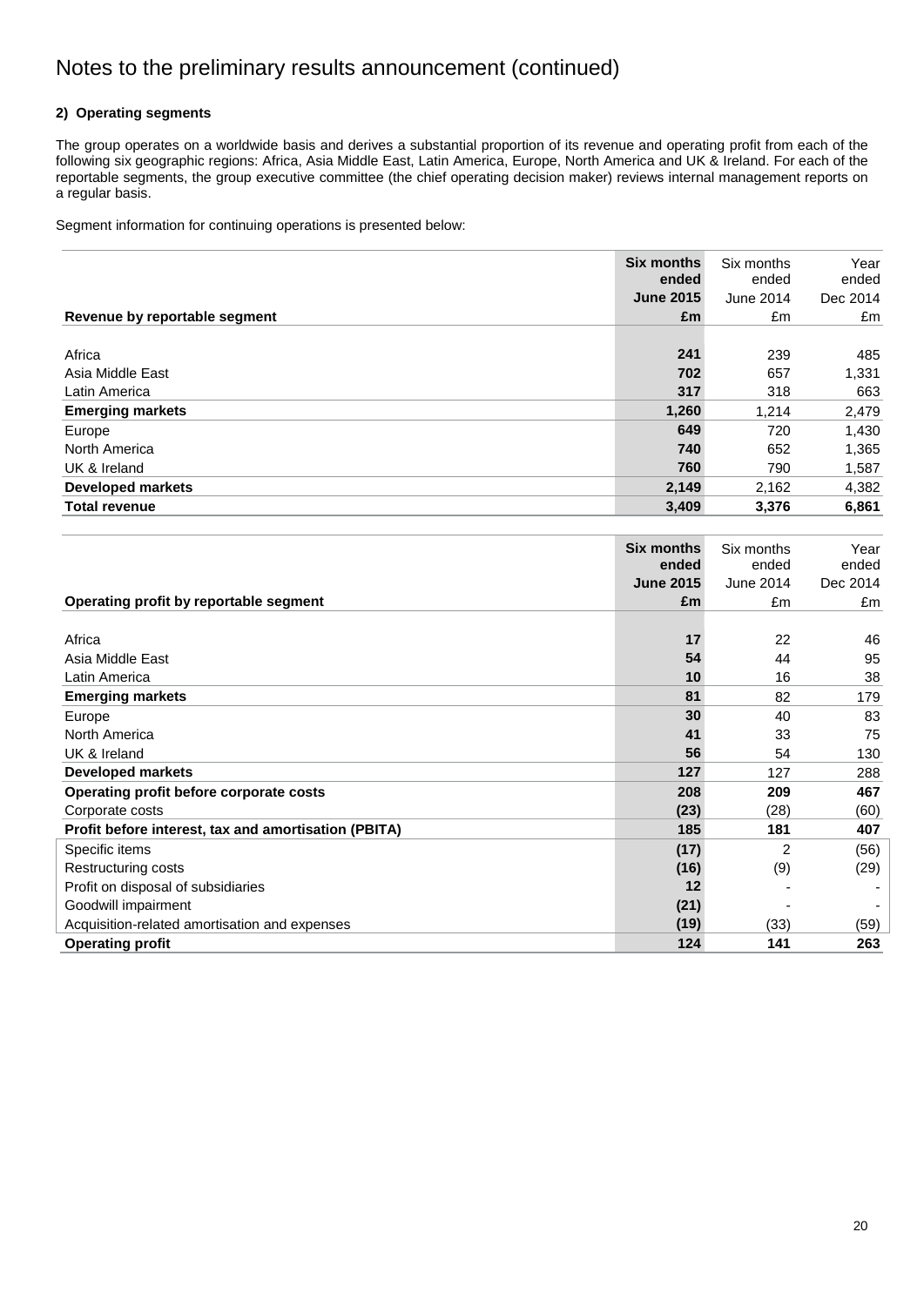# Notes to the preliminary results announcement (continued)

### 2) Operating segments

The group operates on a worldwide basis and derives a substantial proportion of its revenue and operating profit from each of the following six geographic regions: Africa, Asia Middle East, Latin America, Europe, North America and UK & Ireland. For each of the reportable segments, the group executive committee (the chief operating decision maker) reviews internal management reports on a regular basis.

Segment information for continuing operations is presented below:

| Revenue by reportable segment | **Six months ended June 2015 £m** | Six months ended June 2014 £m | Year ended Dec 2014 £m |
|---|---|---|---|
| Africa | **241** | 239 | 485 |
| Asia Middle East | **702** | 657 | 1,331 |
| Latin America | **317** | 318 | 663 |
| **Emerging markets** | **1,260** | 1,214 | 2,479 |
| Europe | **649** | 720 | 1,430 |
| North America | **740** | 652 | 1,365 |
| UK & Ireland | **760** | 790 | 1,587 |
| **Developed markets** | **2,149** | 2,162 | 4,382 |
| **Total revenue** | **3,409** | **3,376** | **6,861** |

| Operating profit by reportable segment | **Six months ended June 2015 £m** | Six months ended June 2014 £m | Year ended Dec 2014 £m |
|---|---|---|---|
| Africa | **17** | 22 | 46 |
| Asia Middle East | **54** | 44 | 95 |
| Latin America | **10** | 16 | 38 |
| **Emerging markets** | **81** | 82 | 179 |
| Europe | **30** | 40 | 83 |
| North America | **41** | 33 | 75 |
| UK & Ireland | **56** | 54 | 130 |
| **Developed markets** | **127** | 127 | 288 |
| **Operating profit before corporate costs** | **208** | **209** | **467** |
| Corporate costs | **(23)** | (28) | (60) |
| **Profit before interest, tax and amortisation (PBITA)** | **185** | **181** | **407** |
| Specific items | **(17)** | 2 | (56) |
| Restructuring costs | **(16)** | (9) | (29) |
| Profit on disposal of subsidiaries | **12** | - | - |
| Goodwill impairment | **(21)** | - | - |
| Acquisition-related amortisation and expenses | **(19)** | (33) | (59) |
| **Operating profit** | **124** | **141** | **263** |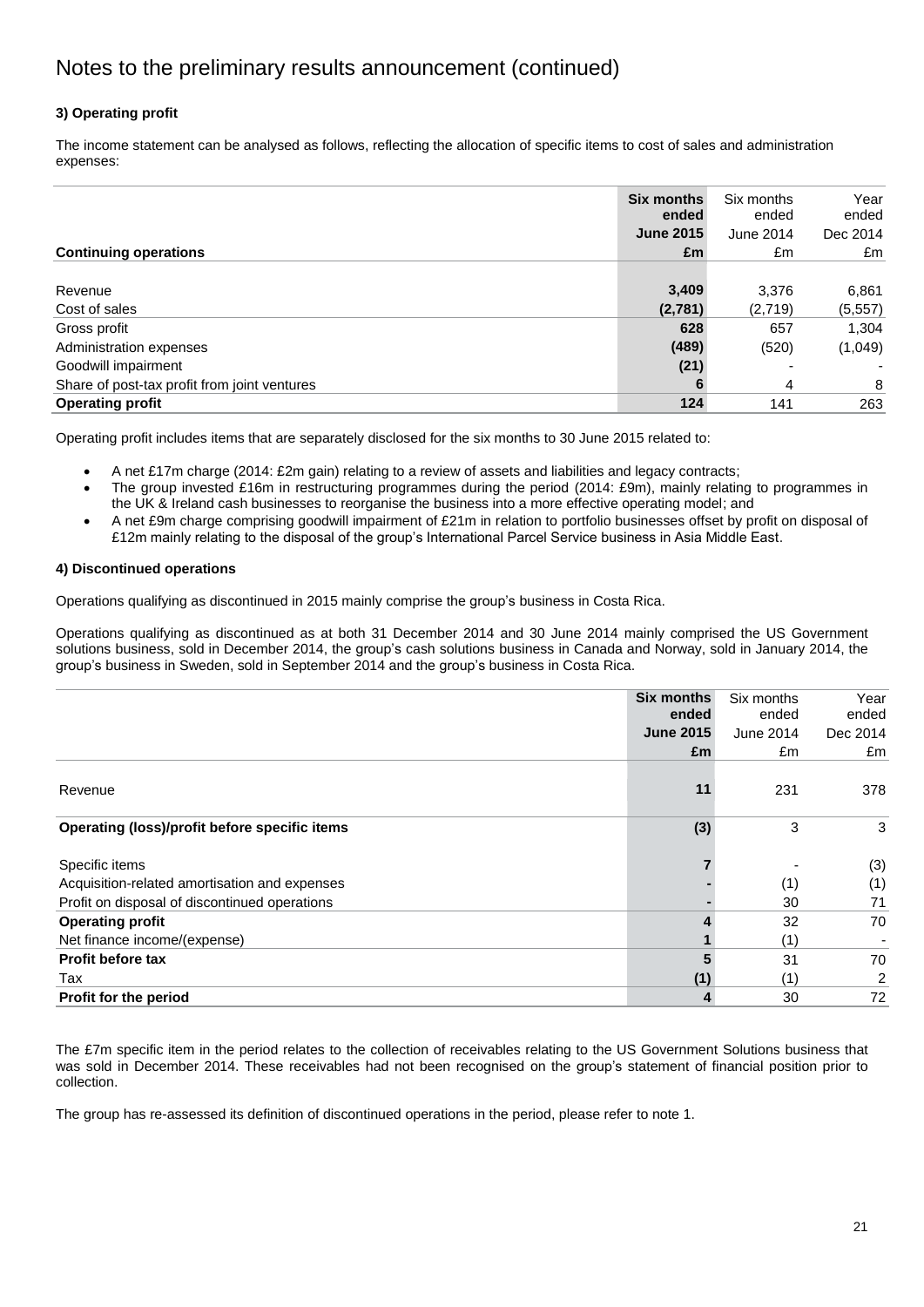# Notes to the preliminary results announcement (continued)

**3) Operating profit**

The income statement can be analysed as follows, reflecting the allocation of specific items to cost of sales and administration expenses:

| Continuing operations | **Six months ended June 2015 £m** | Six months ended June 2014 £m | Year ended Dec 2014 £m |
|---|---|---|---|
| Revenue | **3,409** | 3,376 | 6,861 |
| Cost of sales | **(2,781)** | (2,719) | (5,557) |
| Gross profit | **628** | 657 | 1,304 |
| Administration expenses | **(489)** | (520) | (1,049) |
| Goodwill impairment | **(21)** | - | - |
| Share of post-tax profit from joint ventures | **6** | 4 | 8 |
| **Operating profit** | **124** | 141 | 263 |

Operating profit includes items that are separately disclosed for the six months to 30 June 2015 related to:

- A net £17m charge (2014: £2m gain) relating to a review of assets and liabilities and legacy contracts;
- The group invested £16m in restructuring programmes during the period (2014: £9m), mainly relating to programmes in the UK & Ireland cash businesses to reorganise the business into a more effective operating model; and
- A net £9m charge comprising goodwill impairment of £21m in relation to portfolio businesses offset by profit on disposal of £12m mainly relating to the disposal of the group's International Parcel Service business in Asia Middle East.

**4) Discontinued operations**

Operations qualifying as discontinued in 2015 mainly comprise the group's business in Costa Rica.

Operations qualifying as discontinued as at both 31 December 2014 and 30 June 2014 mainly comprised the US Government solutions business, sold in December 2014, the group's cash solutions business in Canada and Norway, sold in January 2014, the group's business in Sweden, sold in September 2014 and the group's business in Costa Rica.

| | **Six months ended June 2015 £m** | Six months ended June 2014 £m | Year ended Dec 2014 £m |
|---|---|---|---|
| Revenue | **11** | 231 | 378 |
| **Operating (loss)/profit before specific items** | **(3)** | 3 | 3 |
| Specific items | **7** | - | (3) |
| Acquisition-related amortisation and expenses | **-** | (1) | (1) |
| Profit on disposal of discontinued operations | **-** | 30 | 71 |
| **Operating profit** | **4** | 32 | 70 |
| Net finance income/(expense) | **1** | (1) | - |
| **Profit before tax** | **5** | 31 | 70 |
| Tax | **(1)** | (1) | 2 |
| **Profit for the period** | **4** | 30 | 72 |

The £7m specific item in the period relates to the collection of receivables relating to the US Government Solutions business that was sold in December 2014. These receivables had not been recognised on the group's statement of financial position prior to collection.

The group has re-assessed its definition of discontinued operations in the period, please refer to note 1.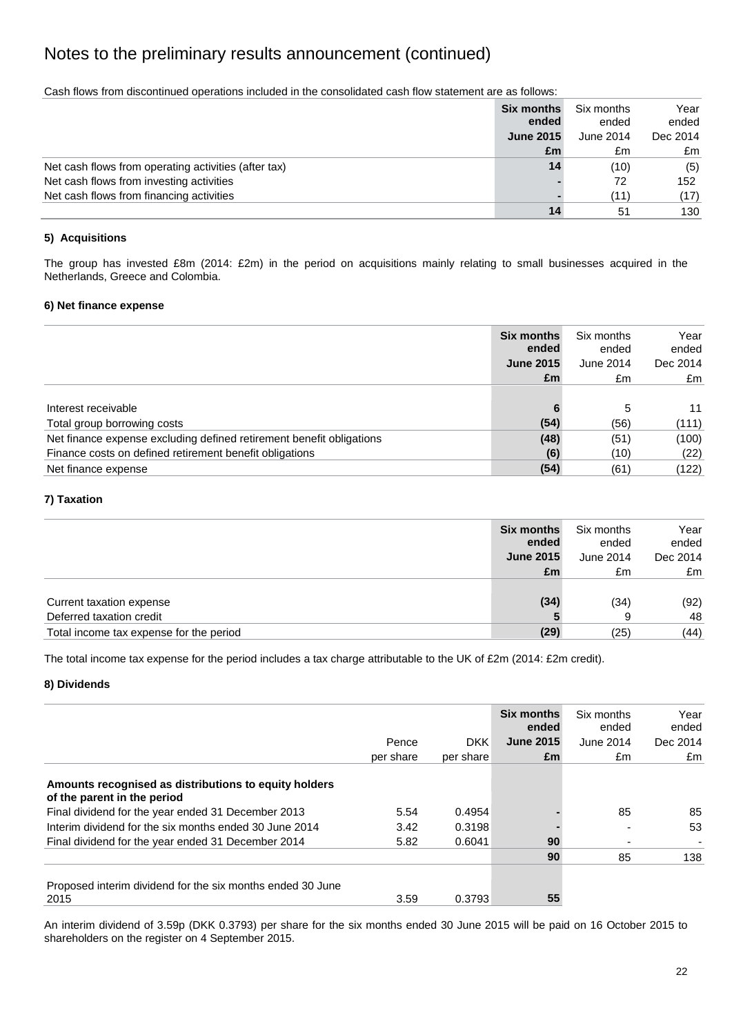# Notes to the preliminary results announcement (continued)

Cash flows from discontinued operations included in the consolidated cash flow statement are as follows:

| | **Six months ended June 2015 £m** | Six months ended June 2014 £m | Year ended Dec 2014 £m |
|---|---|---|---|
| Net cash flows from operating activities (after tax) | **14** | (10) | (5) |
| Net cash flows from investing activities | **-** | 72 | 152 |
| Net cash flows from financing activities | **-** | (11) | (17) |
| | **14** | 51 | 130 |

#### 5) Acquisitions

The group has invested £8m (2014: £2m) in the period on acquisitions mainly relating to small businesses acquired in the Netherlands, Greece and Colombia.

#### 6) Net finance expense

| | **Six months ended June 2015 £m** | Six months ended June 2014 £m | Year ended Dec 2014 £m |
|---|---|---|---|
| Interest receivable | **6** | 5 | 11 |
| Total group borrowing costs | **(54)** | (56) | (111) |
| Net finance expense excluding defined retirement benefit obligations | **(48)** | (51) | (100) |
| Finance costs on defined retirement benefit obligations | **(6)** | (10) | (22) |
| Net finance expense | **(54)** | (61) | (122) |

#### 7) Taxation

| | **Six months ended June 2015 £m** | Six months ended June 2014 £m | Year ended Dec 2014 £m |
|---|---|---|---|
| Current taxation expense | **(34)** | (34) | (92) |
| Deferred taxation credit | **5** | 9 | 48 |
| Total income tax expense for the period | **(29)** | (25) | (44) |

The total income tax expense for the period includes a tax charge attributable to the UK of £2m (2014: £2m credit).

#### 8) Dividends

| | Pence per share | DKK per share | **Six months ended June 2015 £m** | Six months ended June 2014 £m | Year ended Dec 2014 £m |
|---|---|---|---|---|---|
| **Amounts recognised as distributions to equity holders of the parent in the period** | | | | | |
| Final dividend for the year ended 31 December 2013 | 5.54 | 0.4954 | **-** | 85 | 85 |
| Interim dividend for the six months ended 30 June 2014 | 3.42 | 0.3198 | **-** | - | 53 |
| Final dividend for the year ended 31 December 2014 | 5.82 | 0.6041 | **90** | - | - |
| | | | **90** | 85 | 138 |
| Proposed interim dividend for the six months ended 30 June 2015 | 3.59 | 0.3793 | **55** | | |

An interim dividend of 3.59p (DKK 0.3793) per share for the six months ended 30 June 2015 will be paid on 16 October 2015 to shareholders on the register on 4 September 2015.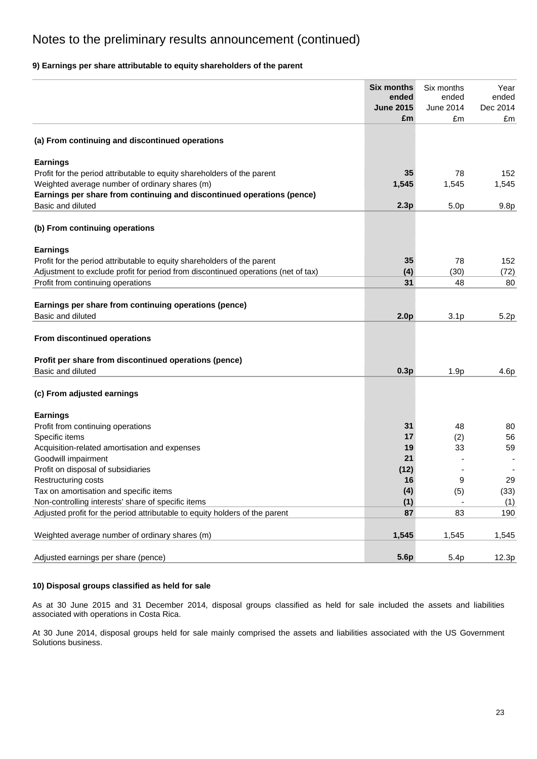# Notes to the preliminary results announcement (continued)

**9) Earnings per share attributable to equity shareholders of the parent**

| | **Six months ended June 2015 £m** | Six months ended June 2014 £m | Year ended Dec 2014 £m |
|---|---|---|---|
| **(a) From continuing and discontinued operations** | | | |
| **Earnings** | | | |
| Profit for the period attributable to equity shareholders of the parent | **35** | 78 | 152 |
| Weighted average number of ordinary shares (m) | **1,545** | 1,545 | 1,545 |
| **Earnings per share from continuing and discontinued operations (pence)** | | | |
| Basic and diluted | **2.3p** | 5.0p | 9.8p |
| **(b) From continuing operations** | | | |
| **Earnings** | | | |
| Profit for the period attributable to equity shareholders of the parent | **35** | 78 | 152 |
| Adjustment to exclude profit for period from discontinued operations (net of tax) | **(4)** | (30) | (72) |
| Profit from continuing operations | **31** | 48 | 80 |
| **Earnings per share from continuing operations (pence)** | | | |
| Basic and diluted | **2.0p** | 3.1p | 5.2p |
| **From discontinued operations** | | | |
| **Profit per share from discontinued operations (pence)** | | | |
| Basic and diluted | **0.3p** | 1.9p | 4.6p |
| **(c) From adjusted earnings** | | | |
| **Earnings** | | | |
| Profit from continuing operations | **31** | 48 | 80 |
| Specific items | **17** | (2) | 56 |
| Acquisition-related amortisation and expenses | **19** | 33 | 59 |
| Goodwill impairment | **21** | - | - |
| Profit on disposal of subsidiaries | **(12)** | - | - |
| Restructuring costs | **16** | 9 | 29 |
| Tax on amortisation and specific items | **(4)** | (5) | (33) |
| Non-controlling interests' share of specific items | **(1)** | - | (1) |
| Adjusted profit for the period attributable to equity holders of the parent | **87** | 83 | 190 |
| Weighted average number of ordinary shares (m) | **1,545** | 1,545 | 1,545 |
| Adjusted earnings per share (pence) | **5.6p** | 5.4p | 12.3p |

**10) Disposal groups classified as held for sale**

As at 30 June 2015 and 31 December 2014, disposal groups classified as held for sale included the assets and liabilities associated with operations in Costa Rica.

At 30 June 2014, disposal groups held for sale mainly comprised the assets and liabilities associated with the US Government Solutions business.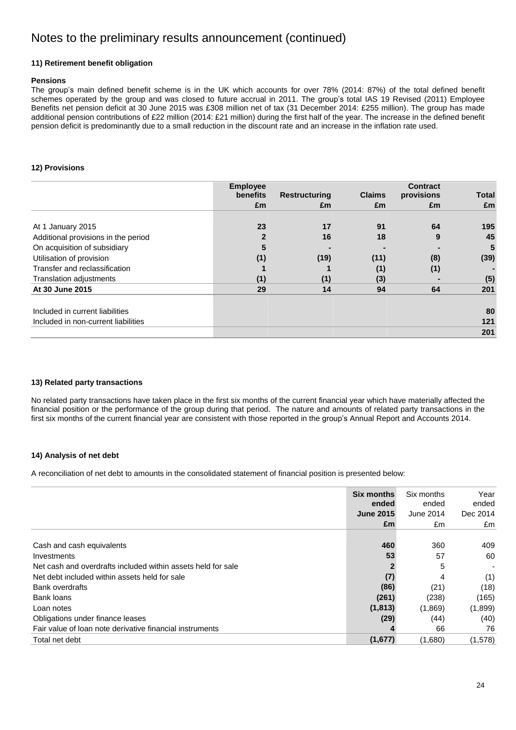# Notes to the preliminary results announcement (continued)

### 11) Retirement benefit obligation

**Pensions**

The group's main defined benefit scheme is in the UK which accounts for over 78% (2014: 87%) of the total defined benefit schemes operated by the group and was closed to future accrual in 2011. The group's total IAS 19 Revised (2011) Employee Benefits net pension deficit at 30 June 2015 was £308 million net of tax (31 December 2014: £255 million). The group has made additional pension contributions of £22 million (2014: £21 million) during the first half of the year. The increase in the defined benefit pension deficit is predominantly due to a small reduction in the discount rate and an increase in the inflation rate used.

### 12) Provisions

| | Employee benefits £m | Restructuring £m | Claims £m | Contract provisions £m | Total £m |
|---|---|---|---|---|---|
| At 1 January 2015 | 23 | 17 | 91 | 64 | 195 |
| Additional provisions in the period | 2 | 16 | 18 | 9 | 45 |
| On acquisition of subsidiary | 5 | - | - | - | 5 |
| Utilisation of provision | (1) | (19) | (11) | (8) | (39) |
| Transfer and reclassification | 1 | 1 | (1) | (1) | - |
| Translation adjustments | (1) | (1) | (3) | - | (5) |
| **At 30 June 2015** | **29** | **14** | **94** | **64** | **201** |
| Included in current liabilities | | | | | 80 |
| Included in non-current liabilities | | | | | 121 |
| | | | | | 201 |

### 13) Related party transactions

No related party transactions have taken place in the first six months of the current financial year which have materially affected the financial position or the performance of the group during that period. The nature and amounts of related party transactions in the first six months of the current financial year are consistent with those reported in the group's Annual Report and Accounts 2014.

### 14) Analysis of net debt

A reconciliation of net debt to amounts in the consolidated statement of financial position is presented below:

| | Six months ended June 2015 £m | Six months ended June 2014 £m | Year ended Dec 2014 £m |
|---|---|---|---|
| Cash and cash equivalents | 460 | 360 | 409 |
| Investments | 53 | 57 | 60 |
| Net cash and overdrafts included within assets held for sale | 2 | 5 | - |
| Net debt included within assets held for sale | (7) | 4 | (1) |
| Bank overdrafts | (86) | (21) | (18) |
| Bank loans | (261) | (238) | (165) |
| Loan notes | (1,813) | (1,869) | (1,899) |
| Obligations under finance leases | (29) | (44) | (40) |
| Fair value of loan note derivative financial instruments | 4 | 66 | 76 |
| Total net debt | (1,677) | (1,680) | (1,578) |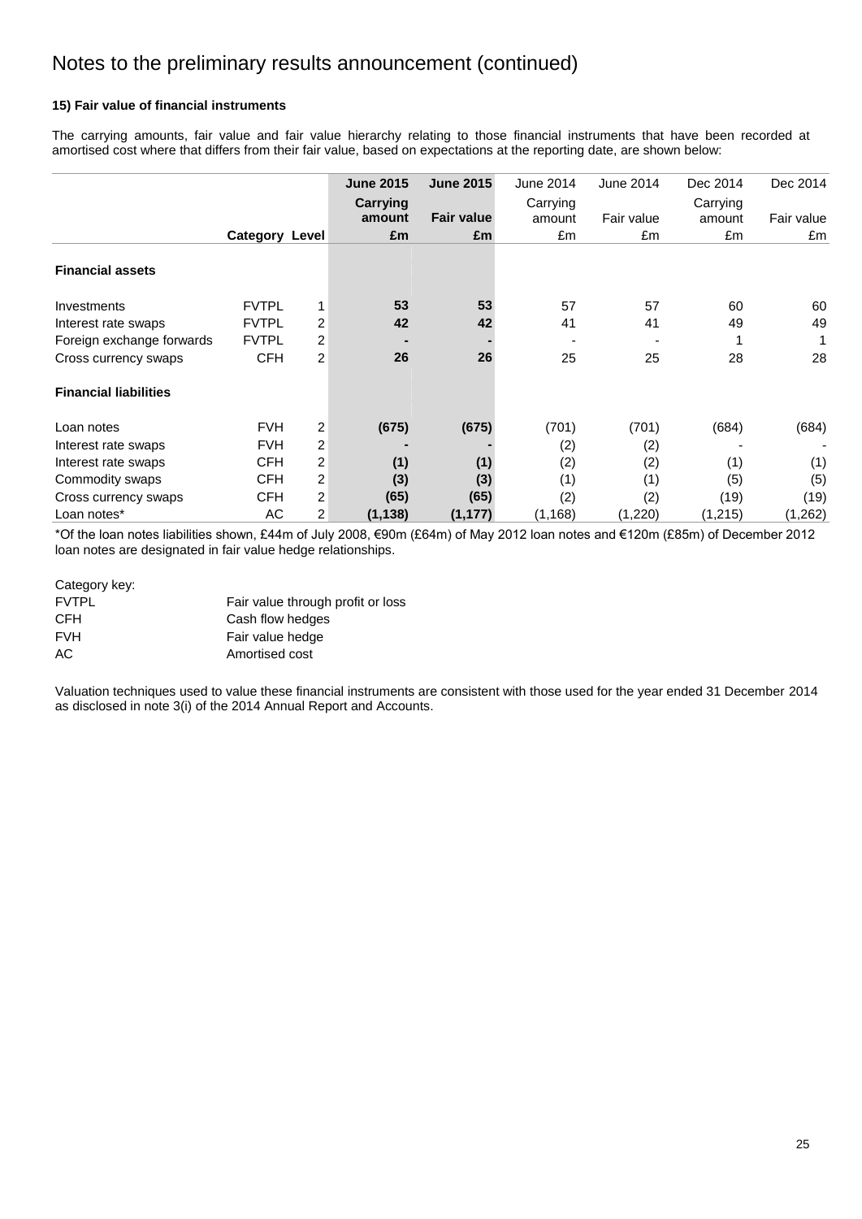# Notes to the preliminary results announcement (continued)

**15) Fair value of financial instruments**

The carrying amounts, fair value and fair value hierarchy relating to those financial instruments that have been recorded at amortised cost where that differs from their fair value, based on expectations at the reporting date, are shown below:

| | Category | Level | **June 2015 Carrying amount £m** | **June 2015 Fair value £m** | June 2014 Carrying amount £m | June 2014 Fair value £m | Dec 2014 Carrying amount £m | Dec 2014 Fair value £m |
|---|---|---|---|---|---|---|---|---|
| **Financial assets** | | | | | | | | |
| Investments | FVTPL | 1 | **53** | **53** | 57 | 57 | 60 | 60 |
| Interest rate swaps | FVTPL | 2 | **42** | **42** | 41 | 41 | 49 | 49 |
| Foreign exchange forwards | FVTPL | 2 | **-** | **-** | - | - | 1 | 1 |
| Cross currency swaps | CFH | 2 | **26** | **26** | 25 | 25 | 28 | 28 |
| **Financial liabilities** | | | | | | | | |
| Loan notes | FVH | 2 | **(675)** | **(675)** | (701) | (701) | (684) | (684) |
| Interest rate swaps | FVH | 2 | **-** | **-** | (2) | (2) | - | - |
| Interest rate swaps | CFH | 2 | **(1)** | **(1)** | (2) | (2) | (1) | (1) |
| Commodity swaps | CFH | 2 | **(3)** | **(3)** | (1) | (1) | (5) | (5) |
| Cross currency swaps | CFH | 2 | **(65)** | **(65)** | (2) | (2) | (19) | (19) |
| Loan notes* | AC | 2 | **(1,138)** | **(1,177)** | (1,168) | (1,220) | (1,215) | (1,262) |

*Of the loan notes liabilities shown, £44m of July 2008, €90m (£64m) of May 2012 loan notes and €120m (£85m) of December 2012 loan notes are designated in fair value hedge relationships.

Category key:

| | |
|---|---|
| FVTPL | Fair value through profit or loss |
| CFH | Cash flow hedges |
| FVH | Fair value hedge |
| AC | Amortised cost |

Valuation techniques used to value these financial instruments are consistent with those used for the year ended 31 December 2014 as disclosed in note 3(i) of the 2014 Annual Report and Accounts.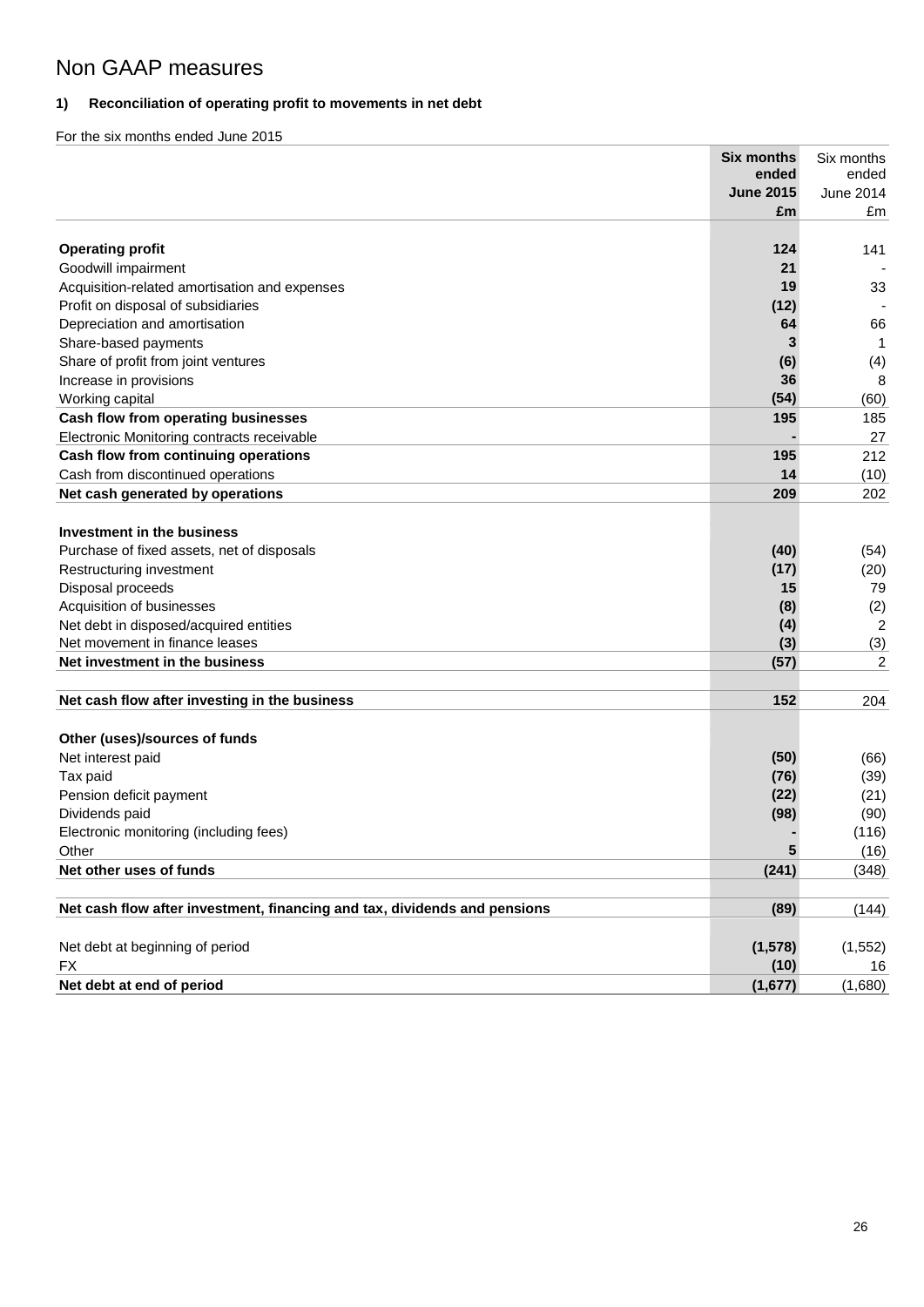# Non GAAP measures

**1) Reconciliation of operating profit to movements in net debt**

For the six months ended June 2015

| | **Six months ended June 2015 £m** | Six months ended June 2014 £m |
|---|---|---|
| **Operating profit** | **124** | 141 |
| Goodwill impairment | **21** | - |
| Acquisition-related amortisation and expenses | **19** | 33 |
| Profit on disposal of subsidiaries | **(12)** | - |
| Depreciation and amortisation | **64** | 66 |
| Share-based payments | **3** | 1 |
| Share of profit from joint ventures | **(6)** | (4) |
| Increase in provisions | **36** | 8 |
| Working capital | **(54)** | (60) |
| **Cash flow from operating businesses** | **195** | 185 |
| Electronic Monitoring contracts receivable | **-** | 27 |
| **Cash flow from continuing operations** | **195** | 212 |
| Cash from discontinued operations | **14** | (10) |
| **Net cash generated by operations** | **209** | 202 |
| | | |
| **Investment in the business** | | |
| Purchase of fixed assets, net of disposals | **(40)** | (54) |
| Restructuring investment | **(17)** | (20) |
| Disposal proceeds | **15** | 79 |
| Acquisition of businesses | **(8)** | (2) |
| Net debt in disposed/acquired entities | **(4)** | 2 |
| Net movement in finance leases | **(3)** | (3) |
| **Net investment in the business** | **(57)** | 2 |
| | | |
| **Net cash flow after investing in the business** | **152** | 204 |
| | | |
| **Other (uses)/sources of funds** | | |
| Net interest paid | **(50)** | (66) |
| Tax paid | **(76)** | (39) |
| Pension deficit payment | **(22)** | (21) |
| Dividends paid | **(98)** | (90) |
| Electronic monitoring (including fees) | **-** | (116) |
| Other | **5** | (16) |
| **Net other uses of funds** | **(241)** | (348) |
| | | |
| **Net cash flow after investment, financing and tax, dividends and pensions** | **(89)** | (144) |
| | | |
| Net debt at beginning of period | **(1,578)** | (1,552) |
| FX | **(10)** | 16 |
| **Net debt at end of period** | **(1,677)** | (1,680) |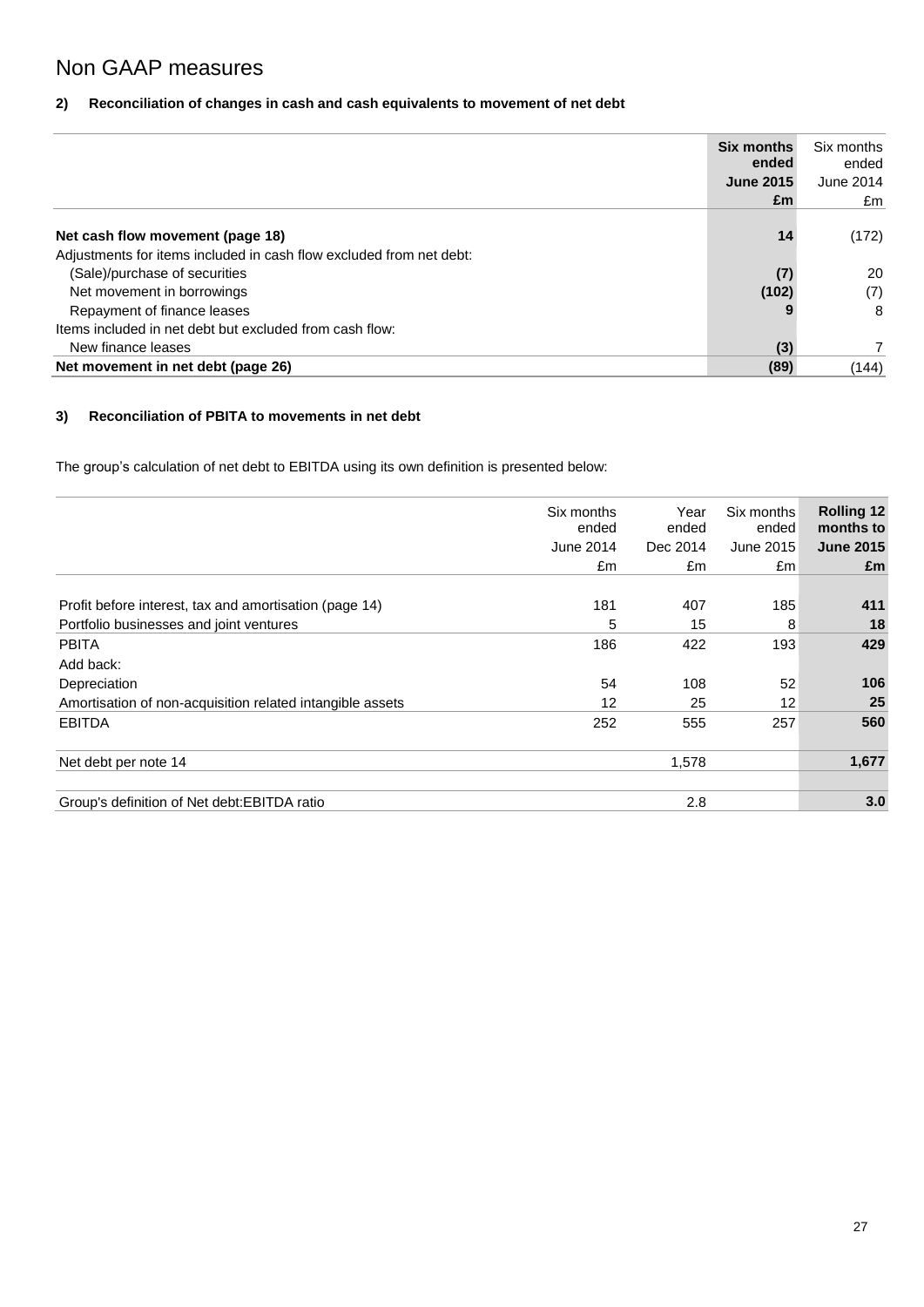# Non GAAP measures

**2) Reconciliation of changes in cash and cash equivalents to movement of net debt**

| | **Six months ended June 2015 £m** | Six months ended June 2014 £m |
|---|---|---|
| **Net cash flow movement (page 18)** | **14** | (172) |
| Adjustments for items included in cash flow excluded from net debt: | | |
| (Sale)/purchase of securities | **(7)** | 20 |
| Net movement in borrowings | **(102)** | (7) |
| Repayment of finance leases | **9** | 8 |
| Items included in net debt but excluded from cash flow: | | |
| New finance leases | **(3)** | 7 |
| **Net movement in net debt (page 26)** | **(89)** | (144) |

**3) Reconciliation of PBITA to movements in net debt**

The group's calculation of net debt to EBITDA using its own definition is presented below:

| | Six months ended June 2014 £m | Year ended Dec 2014 £m | Six months ended June 2015 £m | **Rolling 12 months to June 2015 £m** |
|---|---|---|---|---|
| Profit before interest, tax and amortisation (page 14) | 181 | 407 | 185 | **411** |
| Portfolio businesses and joint ventures | 5 | 15 | 8 | **18** |
| PBITA | 186 | 422 | 193 | **429** |
| Add back: | | | | |
| Depreciation | 54 | 108 | 52 | **106** |
| Amortisation of non-acquisition related intangible assets | 12 | 25 | 12 | **25** |
| EBITDA | 252 | 555 | 257 | **560** |
| Net debt per note 14 | | 1,578 | | **1,677** |
| Group's definition of Net debt:EBITDA ratio | | 2.8 | | **3.0** |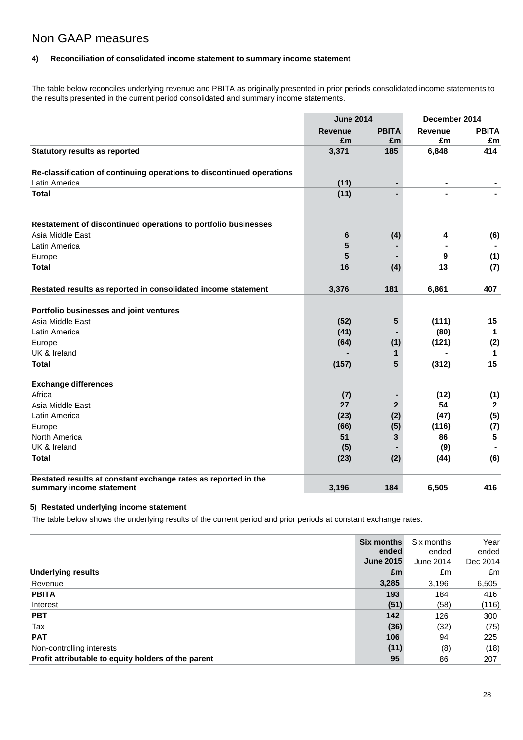# Non GAAP measures

**4) Reconciliation of consolidated income statement to summary income statement**

The table below reconciles underlying revenue and PBITA as originally presented in prior periods consolidated income statements to the results presented in the current period consolidated and summary income statements.

| | June 2014 | | December 2014 | |
|---|---|---|---|---|
| | Revenue £m | PBITA £m | Revenue £m | PBITA £m |
| **Statutory results as reported** | **3,371** | **185** | **6,848** | **414** |
| **Re-classification of continuing operations to discontinued operations** | | | | |
| Latin America | **(11)** | **-** | **-** | **-** |
| **Total** | **(11)** | **-** | **-** | **-** |
| **Restatement of discontinued operations to portfolio businesses** | | | | |
| Asia Middle East | **6** | **(4)** | **4** | **(6)** |
| Latin America | **5** | **-** | **-** | **-** |
| Europe | **5** | **-** | **9** | **(1)** |
| **Total** | **16** | **(4)** | **13** | **(7)** |
| **Restated results as reported in consolidated income statement** | **3,376** | **181** | **6,861** | **407** |
| **Portfolio businesses and joint ventures** | | | | |
| Asia Middle East | **(52)** | **5** | **(111)** | **15** |
| Latin America | **(41)** | **-** | **(80)** | **1** |
| Europe | **(64)** | **(1)** | **(121)** | **(2)** |
| UK & Ireland | **-** | **1** | **-** | **1** |
| **Total** | **(157)** | **5** | **(312)** | **15** |
| **Exchange differences** | | | | |
| Africa | **(7)** | **-** | **(12)** | **(1)** |
| Asia Middle East | **27** | **2** | **54** | **2** |
| Latin America | **(23)** | **(2)** | **(47)** | **(5)** |
| Europe | **(66)** | **(5)** | **(116)** | **(7)** |
| North America | **51** | **3** | **86** | **5** |
| UK & Ireland | **(5)** | **-** | **(9)** | **-** |
| **Total** | **(23)** | **(2)** | **(44)** | **(6)** |
| **Restated results at constant exchange rates as reported in the summary income statement** | **3,196** | **184** | **6,505** | **416** |

**5) Restated underlying income statement**

The table below shows the underlying results of the current period and prior periods at constant exchange rates.

| Underlying results | Six months ended June 2015 £m | Six months ended June 2014 £m | Year ended Dec 2014 £m |
|---|---|---|---|
| Revenue | **3,285** | 3,196 | 6,505 |
| **PBITA** | **193** | 184 | 416 |
| Interest | **(51)** | (58) | (116) |
| **PBT** | **142** | 126 | 300 |
| Tax | **(36)** | (32) | (75) |
| **PAT** | **106** | 94 | 225 |
| Non-controlling interests | **(11)** | (8) | (18) |
| **Profit attributable to equity holders of the parent** | **95** | 86 | 207 |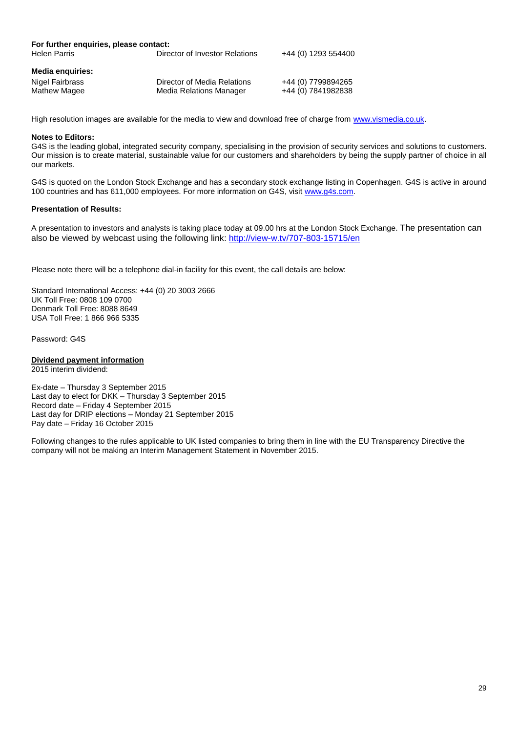**For further enquiries, please contact:**

| | | |
|---|---|---|
| Helen Parris | Director of Investor Relations | +44 (0) 1293 554400 |

**Media enquiries:**

| | | |
|---|---|---|
| Nigel Fairbrass | Director of Media Relations | +44 (0) 7799894265 |
| Mathew Magee | Media Relations Manager | +44 (0) 7841982838 |

High resolution images are available for the media to view and download free of charge from www.vismedia.co.uk.

**Notes to Editors:**

G4S is the leading global, integrated security company, specialising in the provision of security services and solutions to customers. Our mission is to create material, sustainable value for our customers and shareholders by being the supply partner of choice in all our markets.

G4S is quoted on the London Stock Exchange and has a secondary stock exchange listing in Copenhagen. G4S is active in around 100 countries and has 611,000 employees. For more information on G4S, visit www.g4s.com.

**Presentation of Results:**

A presentation to investors and analysts is taking place today at 09.00 hrs at the London Stock Exchange. The presentation can also be viewed by webcast using the following link: http://view-w.tv/707-803-15715/en

Please note there will be a telephone dial-in facility for this event, the call details are below:

Standard International Access: +44 (0) 20 3003 2666
UK Toll Free: 0808 109 0700
Denmark Toll Free: 8088 8649
USA Toll Free: 1 866 966 5335

Password: G4S

**Dividend payment information**

2015 interim dividend:

Ex-date – Thursday 3 September 2015
Last day to elect for DKK – Thursday 3 September 2015
Record date – Friday 4 September 2015
Last day for DRIP elections – Monday 21 September 2015
Pay date – Friday 16 October 2015

Following changes to the rules applicable to UK listed companies to bring them in line with the EU Transparency Directive the company will not be making an Interim Management Statement in November 2015.